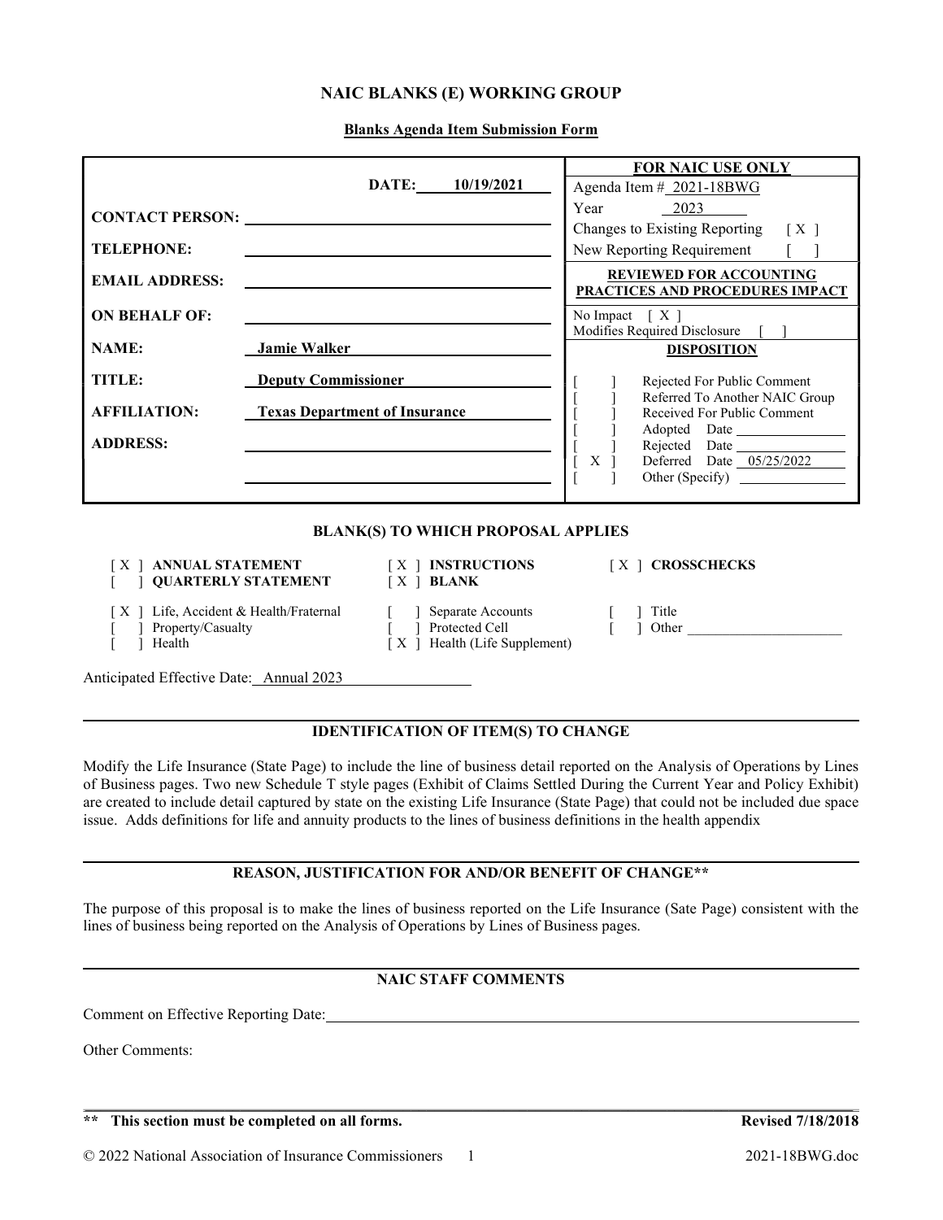# NAIC BLANKS (E) WORKING GROUP

**Blanks Agenda Item Submission Form**

| | | FOR NAIC USE ONLY |
|---|---|---|
| | **DATE:** 10/19/2021 | Agenda Item # 2021-18BWG |
| **CONTACT PERSON:** | | Year 2023 |
| | | Changes to Existing Reporting [ X ] |
| **TELEPHONE:** | | New Reporting Requirement [ ] |
| **EMAIL ADDRESS:** | | **REVIEWED FOR ACCOUNTING PRACTICES AND PROCEDURES IMPACT** |
| **ON BEHALF OF:** | | No Impact [ X ] |
| | | Modifies Required Disclosure [ ] |
| **NAME:** | **Jamie Walker** | **DISPOSITION** |
| **TITLE:** | **Deputy Commissioner** | [ ] Rejected For Public Comment |
| | | [ ] Referred To Another NAIC Group |
| **AFFILIATION:** | **Texas Department of Insurance** | [ ] Received For Public Comment |
| | | [ ] Adopted Date |
| **ADDRESS:** | | [ ] Rejected Date |
| | | [ X ] Deferred Date 05/25/2022 |
| | | [ ] Other (Specify) |

## BLANK(S) TO WHICH PROPOSAL APPLIES

[ X ] **ANNUAL STATEMENT** [ X ] **INSTRUCTIONS** [ X ] **CROSSCHECKS**
[ ] **QUARTERLY STATEMENT** [ X ] **BLANK**

[ X ] Life, Accident & Health/Fraternal
[ ] Property/Casualty
[ ] Health
[ ] Separate Accounts
[ ] Protected Cell
[ X ] Health (Life Supplement)
[ ] Title
[ ] Other

Anticipated Effective Date: Annual 2023

## IDENTIFICATION OF ITEM(S) TO CHANGE

Modify the Life Insurance (State Page) to include the line of business detail reported on the Analysis of Operations by Lines of Business pages. Two new Schedule T style pages (Exhibit of Claims Settled During the Current Year and Policy Exhibit) are created to include detail captured by state on the existing Life Insurance (State Page) that could not be included due space issue. Adds definitions for life and annuity products to the lines of business definitions in the health appendix

## REASON, JUSTIFICATION FOR AND/OR BENEFIT OF CHANGE**

The purpose of this proposal is to make the lines of business reported on the Life Insurance (Sate Page) consistent with the lines of business being reported on the Analysis of Operations by Lines of Business pages.

## NAIC STAFF COMMENTS

Comment on Effective Reporting Date:

Other Comments:

**\*\* This section must be completed on all forms.** **Revised 7/18/2018**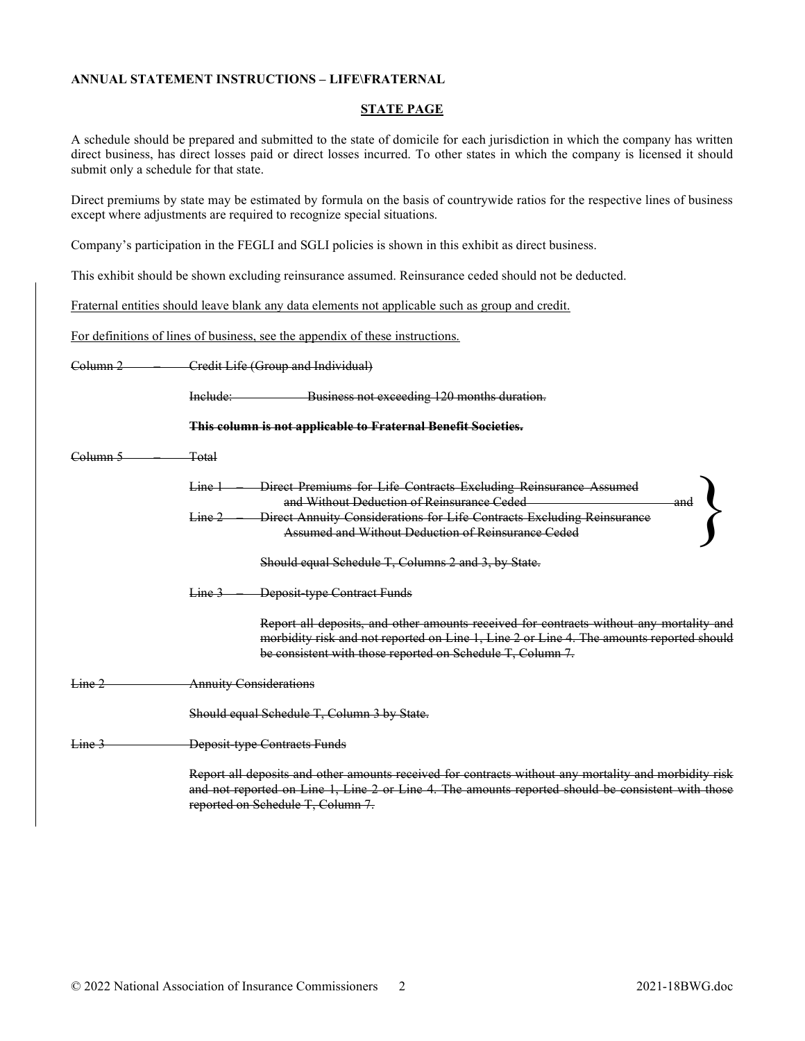**ANNUAL STATEMENT INSTRUCTIONS – LIFE\FRATERNAL**

**STATE PAGE**

A schedule should be prepared and submitted to the state of domicile for each jurisdiction in which the company has written direct business, has direct losses paid or direct losses incurred. To other states in which the company is licensed it should submit only a schedule for that state.

Direct premiums by state may be estimated by formula on the basis of countrywide ratios for the respective lines of business except where adjustments are required to recognize special situations.

Company's participation in the FEGLI and SGLI policies is shown in this exhibit as direct business.

This exhibit should be shown excluding reinsurance assumed. Reinsurance ceded should not be deducted.

Fraternal entities should leave blank any data elements not applicable such as group and credit.

For definitions of lines of business, see the appendix of these instructions.

~~Column 2 – Credit Life (Group and Individual)~~

~~Include: Business not exceeding 120 months duration.~~

~~**This column is not applicable to Fraternal Benefit Societies.**~~

~~Column 5 – Total~~

~~Line 1 – Direct Premiums for Life Contracts Excluding Reinsurance Assumed and Without Deduction of Reinsurance Ceded and~~
~~Line 2 – Direct Annuity Considerations for Life Contracts Excluding Reinsurance Assumed and Without Deduction of Reinsurance Ceded~~

~~Should equal Schedule T, Columns 2 and 3, by State.~~

~~Line 3 – Deposit-type Contract Funds~~

~~Report all deposits, and other amounts received for contracts without any mortality and morbidity risk and not reported on Line 1, Line 2 or Line 4. The amounts reported should be consistent with those reported on Schedule T, Column 7.~~

~~Line 2 Annuity Considerations~~

~~Should equal Schedule T, Column 3 by State.~~

~~Line 3 Deposit-type Contracts Funds~~

~~Report all deposits and other amounts received for contracts without any mortality and morbidity risk and not reported on Line 1, Line 2 or Line 4. The amounts reported should be consistent with those reported on Schedule T, Column 7.~~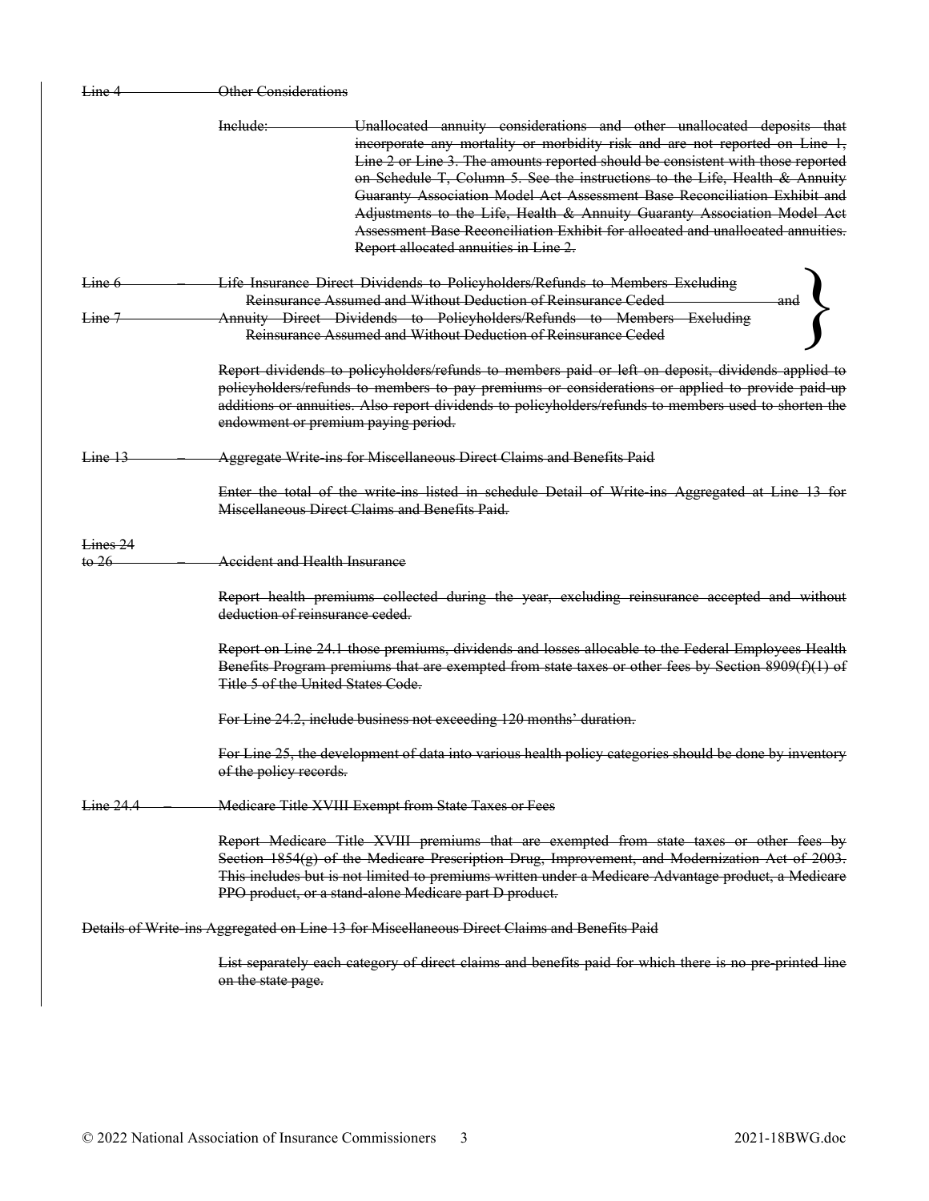~~Line 4 Other Considerations~~

~~Include: Unallocated annuity considerations and other unallocated deposits that incorporate any mortality or morbidity risk and are not reported on Line 1, Line 2 or Line 3. The amounts reported should be consistent with those reported on Schedule T, Column 5. See the instructions to the Life, Health & Annuity Guaranty Association Model Act Assessment Base Reconciliation Exhibit and Adjustments to the Life, Health & Annuity Guaranty Association Model Act Assessment Base Reconciliation Exhibit for allocated and unallocated annuities. Report allocated annuities in Line 2.~~

~~Line 6 – Life Insurance Direct Dividends to Policyholders/Refunds to Members Excluding Reinsurance Assumed and Without Deduction of Reinsurance Ceded and~~

~~Line 7 Annuity Direct Dividends to Policyholders/Refunds to Members Excluding Reinsurance Assumed and Without Deduction of Reinsurance Ceded~~

~~Report dividends to policyholders/refunds to members paid or left on deposit, dividends applied to policyholders/refunds to members to pay premiums or considerations or applied to provide paid-up additions or annuities. Also report dividends to policyholders/refunds to members used to shorten the endowment or premium paying period.~~

~~Line 13 – Aggregate Write-ins for Miscellaneous Direct Claims and Benefits Paid~~

~~Enter the total of the write-ins listed in schedule Detail of Write-ins Aggregated at Line 13 for Miscellaneous Direct Claims and Benefits Paid.~~

~~Lines 24 to 26 – Accident and Health Insurance~~

~~Report health premiums collected during the year, excluding reinsurance accepted and without deduction of reinsurance ceded.~~

~~Report on Line 24.1 those premiums, dividends and losses allocable to the Federal Employees Health Benefits Program premiums that are exempted from state taxes or other fees by Section 8909(f)(1) of Title 5 of the United States Code.~~

~~For Line 24.2, include business not exceeding 120 months' duration.~~

~~For Line 25, the development of data into various health policy categories should be done by inventory of the policy records.~~

~~Line 24.4 – Medicare Title XVIII Exempt from State Taxes or Fees~~

~~Report Medicare Title XVIII premiums that are exempted from state taxes or other fees by Section 1854(g) of the Medicare Prescription Drug, Improvement, and Modernization Act of 2003. This includes but is not limited to premiums written under a Medicare Advantage product, a Medicare PPO product, or a stand-alone Medicare part D product.~~

~~Details of Write-ins Aggregated on Line 13 for Miscellaneous Direct Claims and Benefits Paid~~

~~List separately each category of direct claims and benefits paid for which there is no pre-printed line on the state page.~~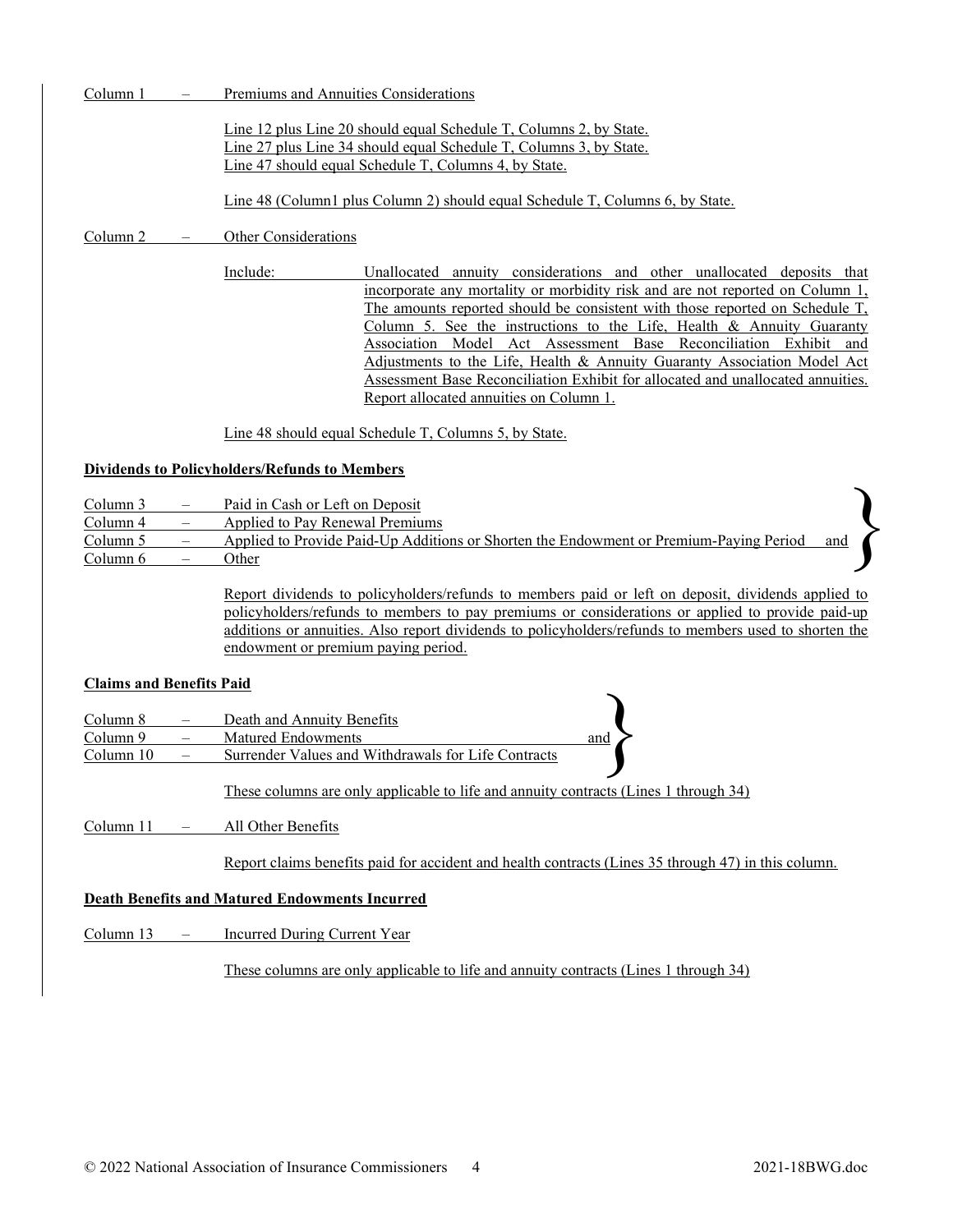Column 1 – Premiums and Annuities Considerations

Line 12 plus Line 20 should equal Schedule T, Columns 2, by State.
Line 27 plus Line 34 should equal Schedule T, Columns 3, by State.
Line 47 should equal Schedule T, Columns 4, by State.

Line 48 (Column1 plus Column 2) should equal Schedule T, Columns 6, by State.

Column 2 – Other Considerations

Include: Unallocated annuity considerations and other unallocated deposits that incorporate any mortality or morbidity risk and are not reported on Column 1, The amounts reported should be consistent with those reported on Schedule T, Column 5. See the instructions to the Life, Health & Annuity Guaranty Association Model Act Assessment Base Reconciliation Exhibit and Adjustments to the Life, Health & Annuity Guaranty Association Model Act Assessment Base Reconciliation Exhibit for allocated and unallocated annuities. Report allocated annuities on Column 1.

Line 48 should equal Schedule T, Columns 5, by State.

**Dividends to Policyholders/Refunds to Members**

Column 3 – Paid in Cash or Left on Deposit
Column 4 – Applied to Pay Renewal Premiums
Column 5 – Applied to Provide Paid-Up Additions or Shorten the Endowment or Premium-Paying Period and
Column 6 – Other

Report dividends to policyholders/refunds to members paid or left on deposit, dividends applied to policyholders/refunds to members to pay premiums or considerations or applied to provide paid-up additions or annuities. Also report dividends to policyholders/refunds to members used to shorten the endowment or premium paying period.

**Claims and Benefits Paid**

Column 8 – Death and Annuity Benefits
Column 9 – Matured Endowments and
Column 10 – Surrender Values and Withdrawals for Life Contracts

These columns are only applicable to life and annuity contracts (Lines 1 through 34)

Column 11 – All Other Benefits

Report claims benefits paid for accident and health contracts (Lines 35 through 47) in this column.

**Death Benefits and Matured Endowments Incurred**

Column 13 – Incurred During Current Year

These columns are only applicable to life and annuity contracts (Lines 1 through 34)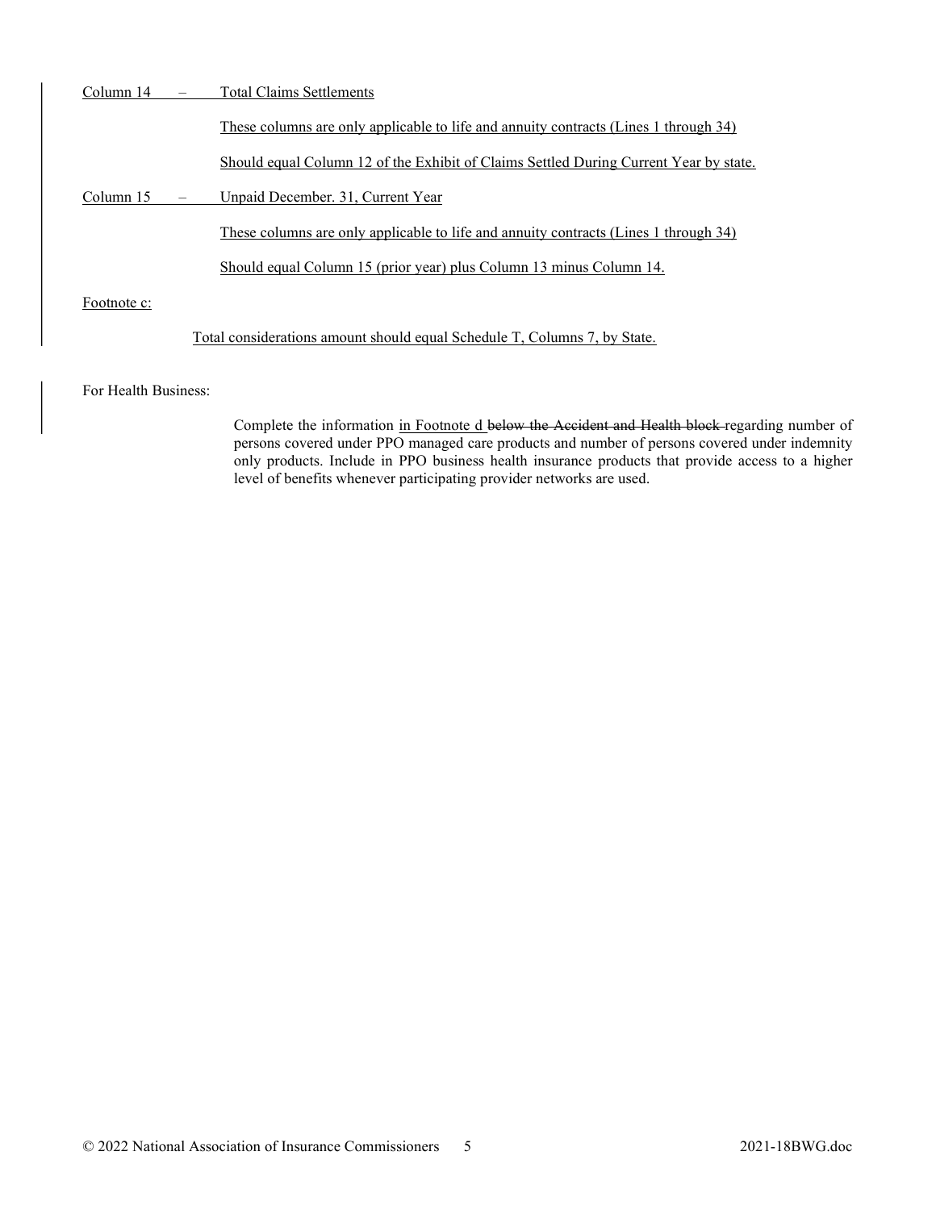Column 14 – Total Claims Settlements

These columns are only applicable to life and annuity contracts (Lines 1 through 34)

Should equal Column 12 of the Exhibit of Claims Settled During Current Year by state.

Column 15 – Unpaid December. 31, Current Year

These columns are only applicable to life and annuity contracts (Lines 1 through 34)

Should equal Column 15 (prior year) plus Column 13 minus Column 14.

Footnote c:

Total considerations amount should equal Schedule T, Columns 7, by State.

For Health Business:

Complete the information in Footnote d ~~below the Accident and Health block~~ regarding number of persons covered under PPO managed care products and number of persons covered under indemnity only products. Include in PPO business health insurance products that provide access to a higher level of benefits whenever participating provider networks are used.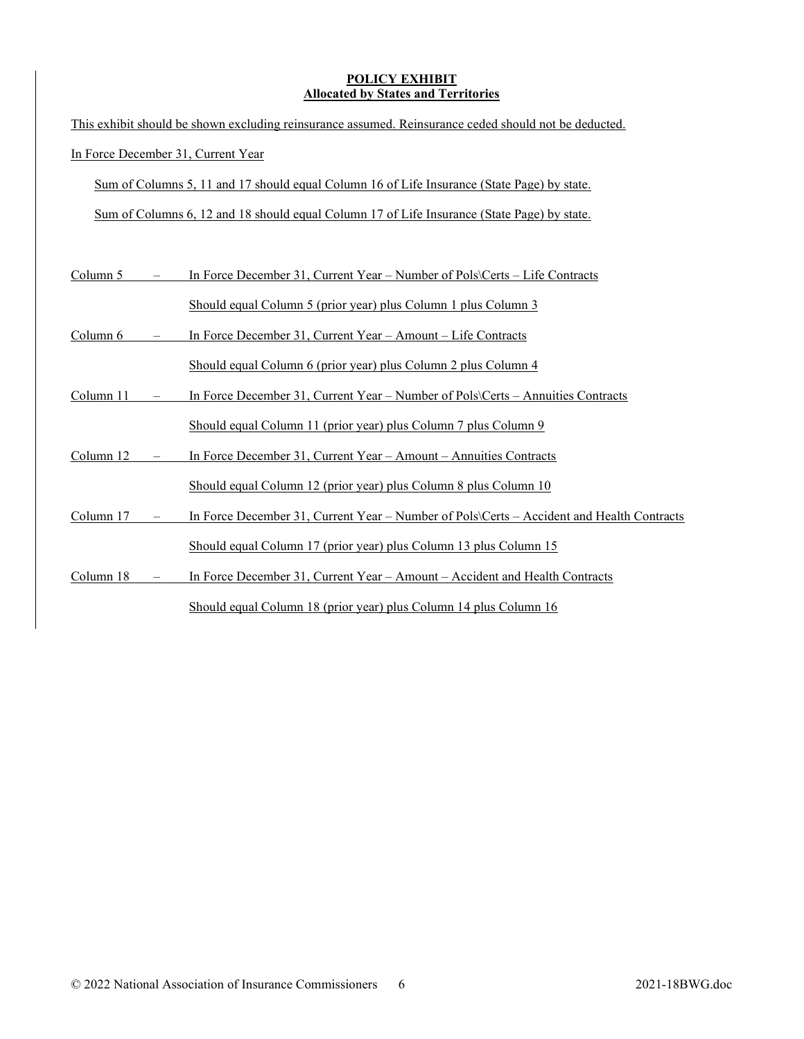## POLICY EXHIBIT
### Allocated by States and Territories

This exhibit should be shown excluding reinsurance assumed. Reinsurance ceded should not be deducted.

In Force December 31, Current Year

Sum of Columns 5, 11 and 17 should equal Column 16 of Life Insurance (State Page) by state.

Sum of Columns 6, 12 and 18 should equal Column 17 of Life Insurance (State Page) by state.

Column 5 – In Force December 31, Current Year – Number of Pols\Certs – Life Contracts

Should equal Column 5 (prior year) plus Column 1 plus Column 3

Column 6 – In Force December 31, Current Year – Amount – Life Contracts

Should equal Column 6 (prior year) plus Column 2 plus Column 4

Column 11 – In Force December 31, Current Year – Number of Pols\Certs – Annuities Contracts

Should equal Column 11 (prior year) plus Column 7 plus Column 9

Column 12 – In Force December 31, Current Year – Amount – Annuities Contracts

Should equal Column 12 (prior year) plus Column 8 plus Column 10

Column 17 – In Force December 31, Current Year – Number of Pols\Certs – Accident and Health Contracts

Should equal Column 17 (prior year) plus Column 13 plus Column 15

Column 18 – In Force December 31, Current Year – Amount – Accident and Health Contracts

Should equal Column 18 (prior year) plus Column 14 plus Column 16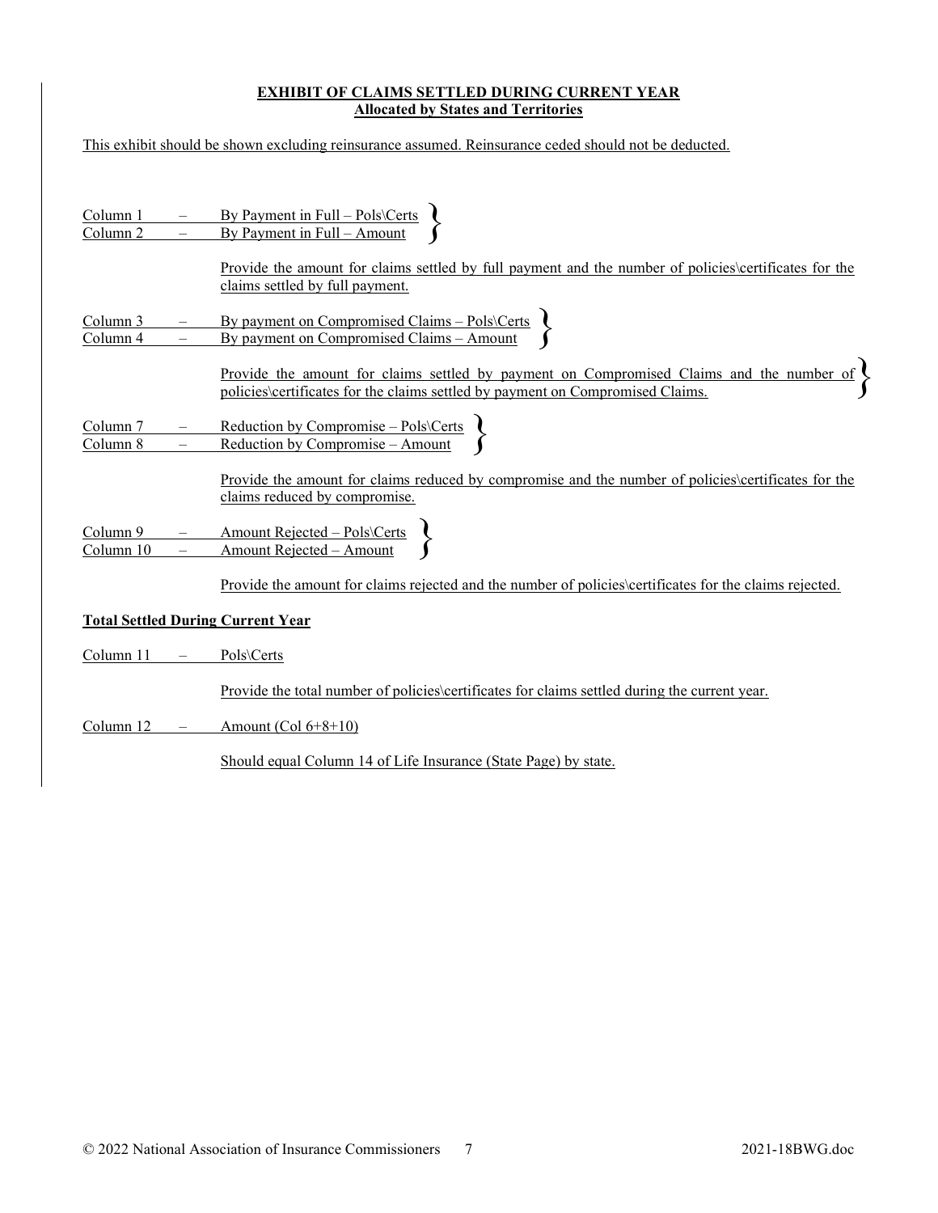## EXHIBIT OF CLAIMS SETTLED DURING CURRENT YEAR
### Allocated by States and Territories

This exhibit should be shown excluding reinsurance assumed. Reinsurance ceded should not be deducted.

Column 1 – By Payment in Full – Pols\Certs
Column 2 – By Payment in Full – Amount

Provide the amount for claims settled by full payment and the number of policies\certificates for the claims settled by full payment.

Column 3 – By payment on Compromised Claims – Pols\Certs
Column 4 – By payment on Compromised Claims – Amount

Provide the amount for claims settled by payment on Compromised Claims and the number of policies\certificates for the claims settled by payment on Compromised Claims.

Column 7 – Reduction by Compromise – Pols\Certs
Column 8 – Reduction by Compromise – Amount

Provide the amount for claims reduced by compromise and the number of policies\certificates for the claims reduced by compromise.

Column 9 – Amount Rejected – Pols\Certs
Column 10 – Amount Rejected – Amount

Provide the amount for claims rejected and the number of policies\certificates for the claims rejected.

**Total Settled During Current Year**

Column 11 – Pols\Certs

Provide the total number of policies\certificates for claims settled during the current year.

Column 12 – Amount (Col 6+8+10)

Should equal Column 14 of Life Insurance (State Page) by state.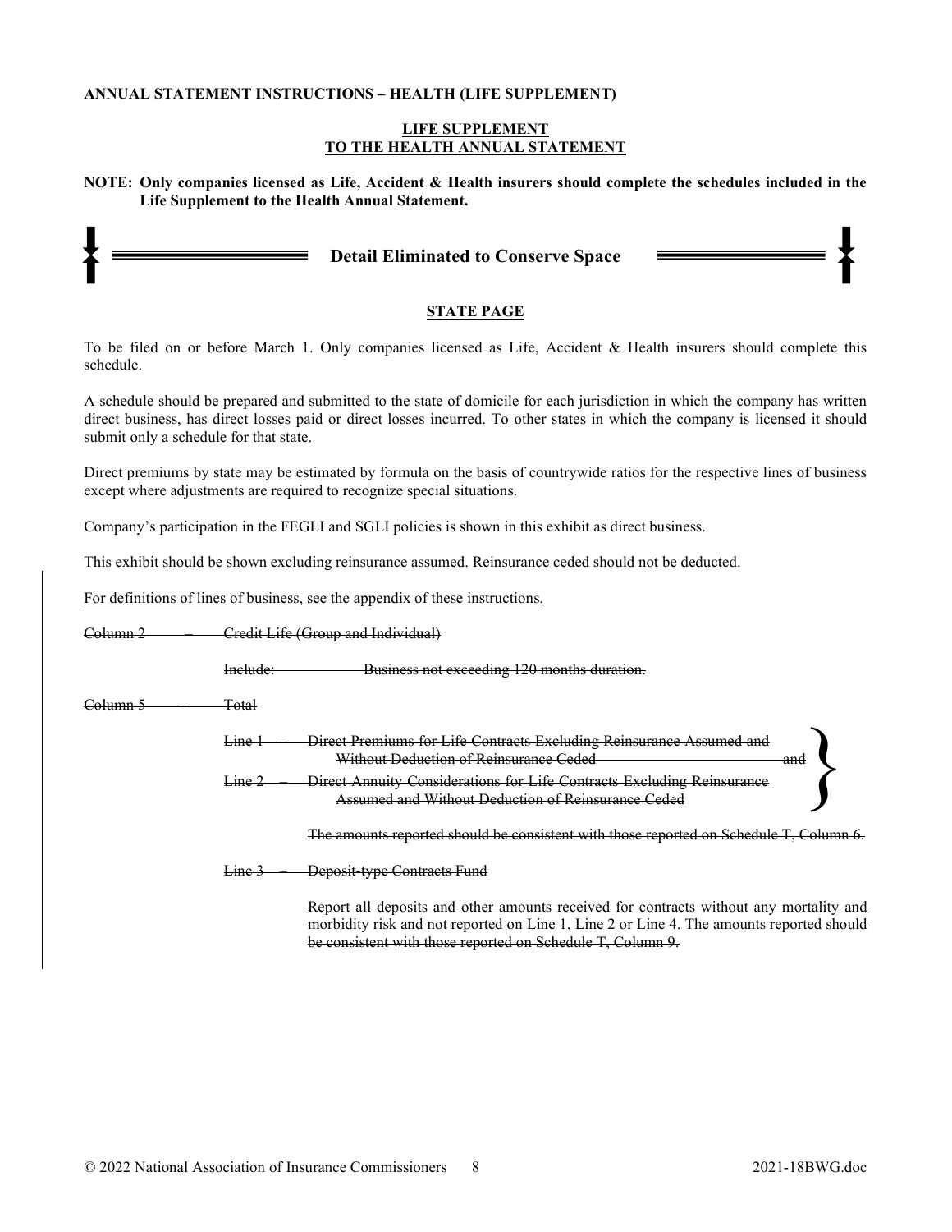**ANNUAL STATEMENT INSTRUCTIONS – HEALTH (LIFE SUPPLEMENT)**

**LIFE SUPPLEMENT**
**TO THE HEALTH ANNUAL STATEMENT**

**NOTE: Only companies licensed as Life, Accident & Health insurers should complete the schedules included in the Life Supplement to the Health Annual Statement.**

**Detail Eliminated to Conserve Space**

**STATE PAGE**

To be filed on or before March 1. Only companies licensed as Life, Accident & Health insurers should complete this schedule.

A schedule should be prepared and submitted to the state of domicile for each jurisdiction in which the company has written direct business, has direct losses paid or direct losses incurred. To other states in which the company is licensed it should submit only a schedule for that state.

Direct premiums by state may be estimated by formula on the basis of countrywide ratios for the respective lines of business except where adjustments are required to recognize special situations.

Company's participation in the FEGLI and SGLI policies is shown in this exhibit as direct business.

This exhibit should be shown excluding reinsurance assumed. Reinsurance ceded should not be deducted.

For definitions of lines of business, see the appendix of these instructions.

~~Column 2 – Credit Life (Group and Individual)~~

~~Include: Business not exceeding 120 months duration.~~

~~Column 5 – Total~~

~~Line 1 – Direct Premiums for Life Contracts Excluding Reinsurance Assumed and Without Deduction of Reinsurance Ceded and~~

~~Line 2 – Direct Annuity Considerations for Life Contracts Excluding Reinsurance Assumed and Without Deduction of Reinsurance Ceded~~

~~The amounts reported should be consistent with those reported on Schedule T, Column 6.~~

~~Line 3 – Deposit-type Contracts Fund~~

~~Report all deposits and other amounts received for contracts without any mortality and morbidity risk and not reported on Line 1, Line 2 or Line 4. The amounts reported should be consistent with those reported on Schedule T, Column 9.~~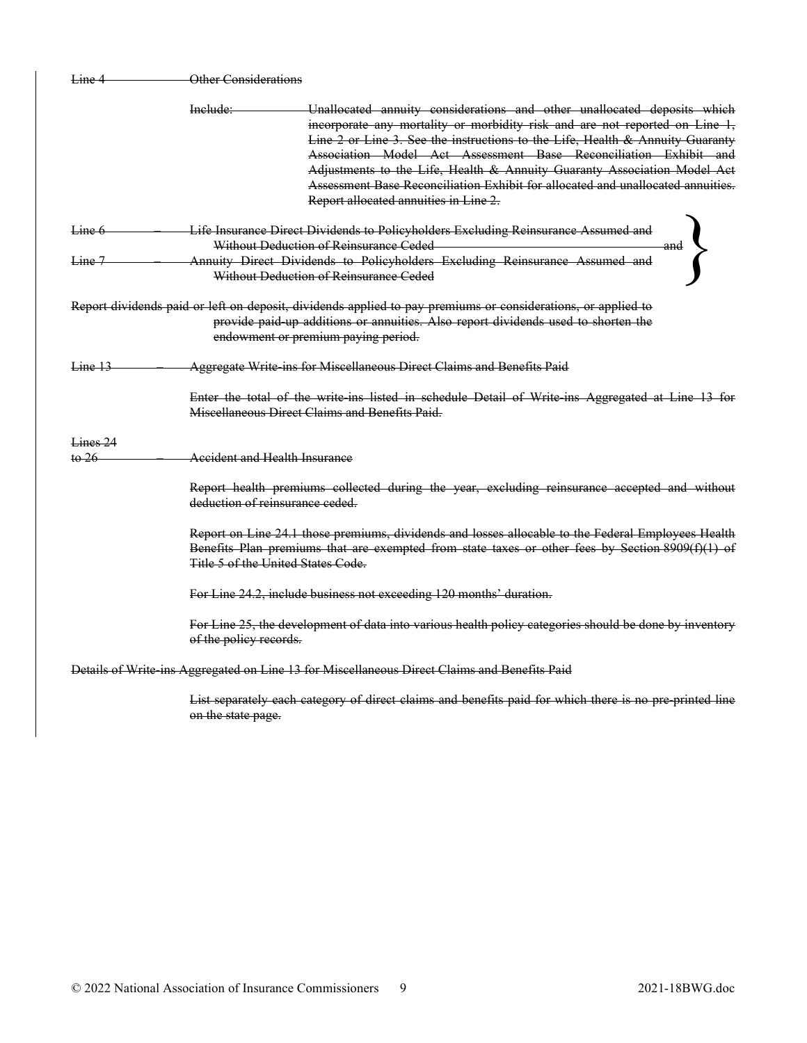~~Line 4 Other Considerations~~

~~Include: Unallocated annuity considerations and other unallocated deposits which incorporate any mortality or morbidity risk and are not reported on Line 1, Line 2 or Line 3. See the instructions to the Life, Health & Annuity Guaranty Association Model Act Assessment Base Reconciliation Exhibit and Adjustments to the Life, Health & Annuity Guaranty Association Model Act Assessment Base Reconciliation Exhibit for allocated and unallocated annuities. Report allocated annuities in Line 2.~~

~~Line 6 – Life Insurance Direct Dividends to Policyholders Excluding Reinsurance Assumed and Without Deduction of Reinsurance Ceded~~ and

~~Line 7 – Annuity Direct Dividends to Policyholders Excluding Reinsurance Assumed and Without Deduction of Reinsurance Ceded~~

~~Report dividends paid or left on deposit, dividends applied to pay premiums or considerations, or applied to provide paid-up additions or annuities. Also report dividends used to shorten the endowment or premium paying period.~~

~~Line 13 – Aggregate Write-ins for Miscellaneous Direct Claims and Benefits Paid~~

~~Enter the total of the write-ins listed in schedule Detail of Write-ins Aggregated at Line 13 for Miscellaneous Direct Claims and Benefits Paid.~~

~~Lines 24 to 26 – Accident and Health Insurance~~

~~Report health premiums collected during the year, excluding reinsurance accepted and without deduction of reinsurance ceded.~~

~~Report on Line 24.1 those premiums, dividends and losses allocable to the Federal Employees Health Benefits Plan premiums that are exempted from state taxes or other fees by Section 8909(f)(1) of Title 5 of the United States Code.~~

~~For Line 24.2, include business not exceeding 120 months' duration.~~

~~For Line 25, the development of data into various health policy categories should be done by inventory of the policy records.~~

~~Details of Write-ins Aggregated on Line 13 for Miscellaneous Direct Claims and Benefits Paid~~

~~List separately each category of direct claims and benefits paid for which there is no pre-printed line on the state page.~~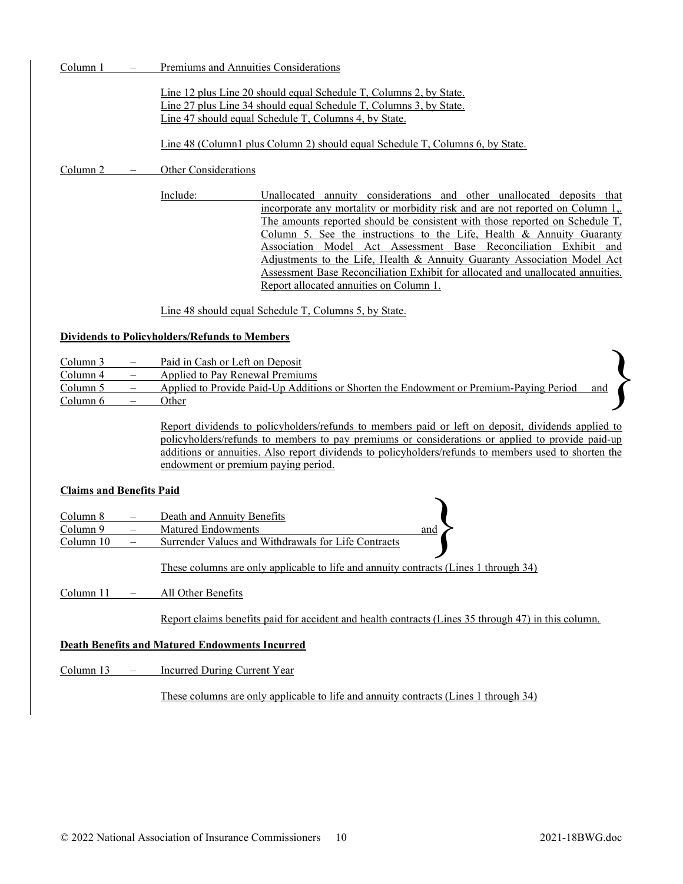Column 1 – Premiums and Annuities Considerations

Line 12 plus Line 20 should equal Schedule T, Columns 2, by State.
Line 27 plus Line 34 should equal Schedule T, Columns 3, by State.
Line 47 should equal Schedule T, Columns 4, by State.

Line 48 (Column1 plus Column 2) should equal Schedule T, Columns 6, by State.

Column 2 – Other Considerations

Include: Unallocated annuity considerations and other unallocated deposits that incorporate any mortality or morbidity risk and are not reported on Column 1,. The amounts reported should be consistent with those reported on Schedule T, Column 5. See the instructions to the Life, Health & Annuity Guaranty Association Model Act Assessment Base Reconciliation Exhibit and Adjustments to the Life, Health & Annuity Guaranty Association Model Act Assessment Base Reconciliation Exhibit for allocated and unallocated annuities. Report allocated annuities on Column 1.

Line 48 should equal Schedule T, Columns 5, by State.

**Dividends to Policyholders/Refunds to Members**

Column 3 – Paid in Cash or Left on Deposit
Column 4 – Applied to Pay Renewal Premiums
Column 5 – Applied to Provide Paid-Up Additions or Shorten the Endowment or Premium-Paying Period and
Column 6 – Other

Report dividends to policyholders/refunds to members paid or left on deposit, dividends applied to policyholders/refunds to members to pay premiums or considerations or applied to provide paid-up additions or annuities. Also report dividends to policyholders/refunds to members used to shorten the endowment or premium paying period.

**Claims and Benefits Paid**

Column 8 – Death and Annuity Benefits
Column 9 – Matured Endowments and
Column 10 – Surrender Values and Withdrawals for Life Contracts

These columns are only applicable to life and annuity contracts (Lines 1 through 34)

Column 11 – All Other Benefits

Report claims benefits paid for accident and health contracts (Lines 35 through 47) in this column.

**Death Benefits and Matured Endowments Incurred**

Column 13 – Incurred During Current Year

These columns are only applicable to life and annuity contracts (Lines 1 through 34)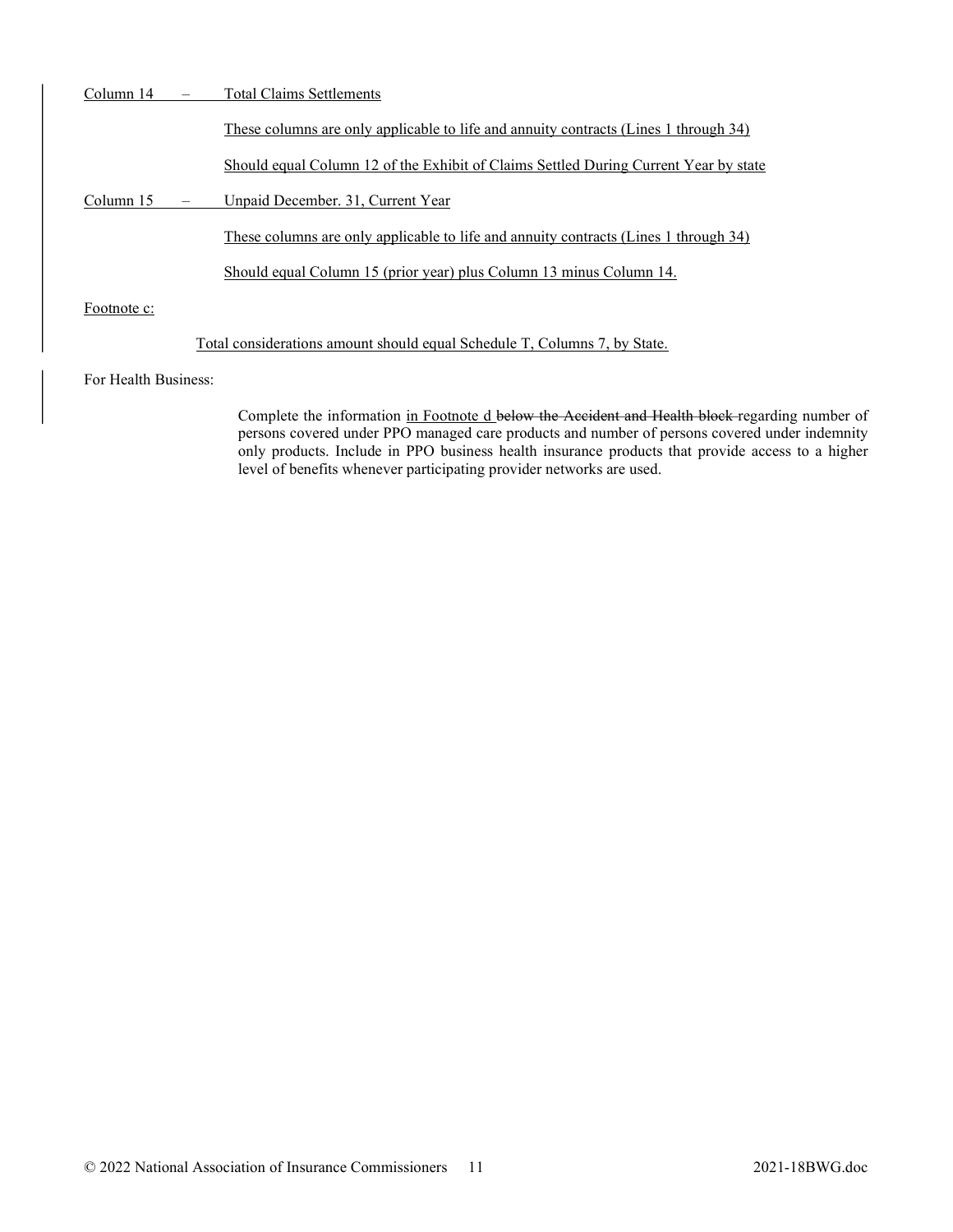Column 14 – Total Claims Settlements

These columns are only applicable to life and annuity contracts (Lines 1 through 34)

Should equal Column 12 of the Exhibit of Claims Settled During Current Year by state

Column 15 – Unpaid December. 31, Current Year

These columns are only applicable to life and annuity contracts (Lines 1 through 34)

Should equal Column 15 (prior year) plus Column 13 minus Column 14.

Footnote c:

Total considerations amount should equal Schedule T, Columns 7, by State.

For Health Business:

Complete the information in Footnote d ~~below the Accident and Health block~~ regarding number of persons covered under PPO managed care products and number of persons covered under indemnity only products. Include in PPO business health insurance products that provide access to a higher level of benefits whenever participating provider networks are used.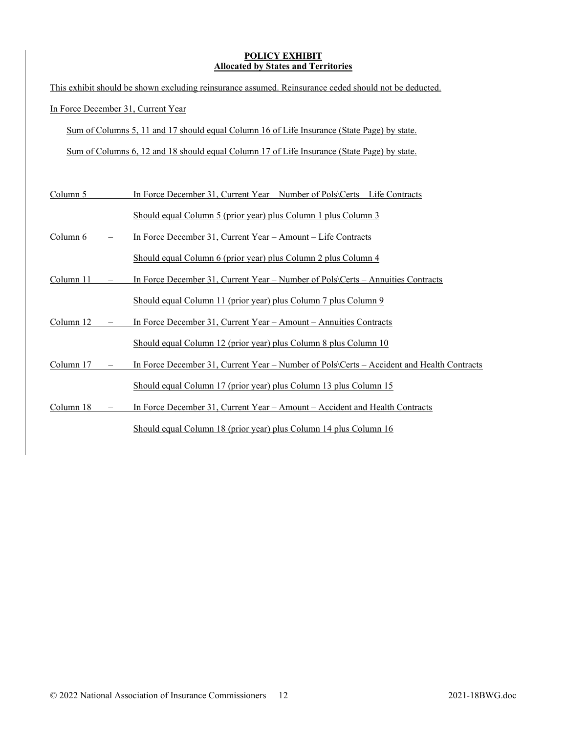**POLICY EXHIBIT**
**Allocated by States and Territories**

This exhibit should be shown excluding reinsurance assumed. Reinsurance ceded should not be deducted.

In Force December 31, Current Year

Sum of Columns 5, 11 and 17 should equal Column 16 of Life Insurance (State Page) by state.

Sum of Columns 6, 12 and 18 should equal Column 17 of Life Insurance (State Page) by state.

Column 5 – In Force December 31, Current Year – Number of Pols\Certs – Life Contracts

Should equal Column 5 (prior year) plus Column 1 plus Column 3

Column 6 – In Force December 31, Current Year – Amount – Life Contracts

Should equal Column 6 (prior year) plus Column 2 plus Column 4

Column 11 – In Force December 31, Current Year – Number of Pols\Certs – Annuities Contracts

Should equal Column 11 (prior year) plus Column 7 plus Column 9

Column 12 – In Force December 31, Current Year – Amount – Annuities Contracts

Should equal Column 12 (prior year) plus Column 8 plus Column 10

Column 17 – In Force December 31, Current Year – Number of Pols\Certs – Accident and Health Contracts

Should equal Column 17 (prior year) plus Column 13 plus Column 15

Column 18 – In Force December 31, Current Year – Amount – Accident and Health Contracts

Should equal Column 18 (prior year) plus Column 14 plus Column 16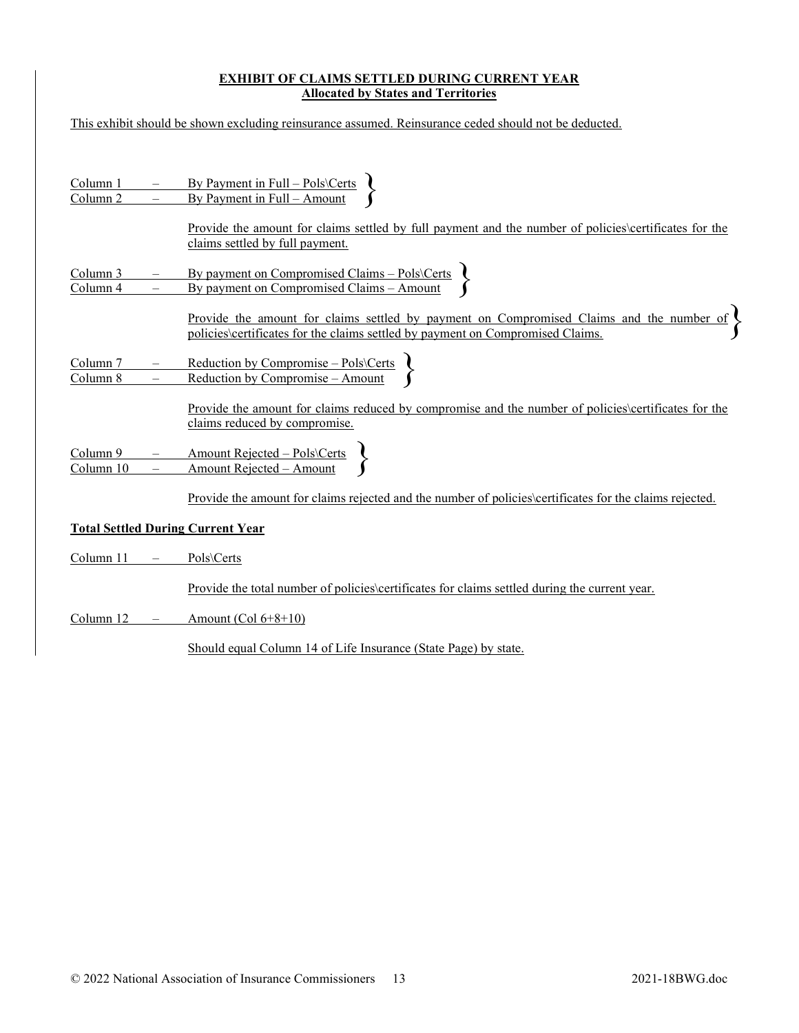**EXHIBIT OF CLAIMS SETTLED DURING CURRENT YEAR**
**Allocated by States and Territories**

This exhibit should be shown excluding reinsurance assumed. Reinsurance ceded should not be deducted.

Column 1 – By Payment in Full – Pols\Certs
Column 2 – By Payment in Full – Amount

Provide the amount for claims settled by full payment and the number of policies\certificates for the claims settled by full payment.

Column 3 – By payment on Compromised Claims – Pols\Certs
Column 4 – By payment on Compromised Claims – Amount

Provide the amount for claims settled by payment on Compromised Claims and the number of policies\certificates for the claims settled by payment on Compromised Claims.

Column 7 – Reduction by Compromise – Pols\Certs
Column 8 – Reduction by Compromise – Amount

Provide the amount for claims reduced by compromise and the number of policies\certificates for the claims reduced by compromise.

Column 9 – Amount Rejected – Pols\Certs
Column 10 – Amount Rejected – Amount

Provide the amount for claims rejected and the number of policies\certificates for the claims rejected.

**Total Settled During Current Year**

Column 11 – Pols\Certs

Provide the total number of policies\certificates for claims settled during the current year.

Column 12 – Amount (Col 6+8+10)

Should equal Column 14 of Life Insurance (State Page) by state.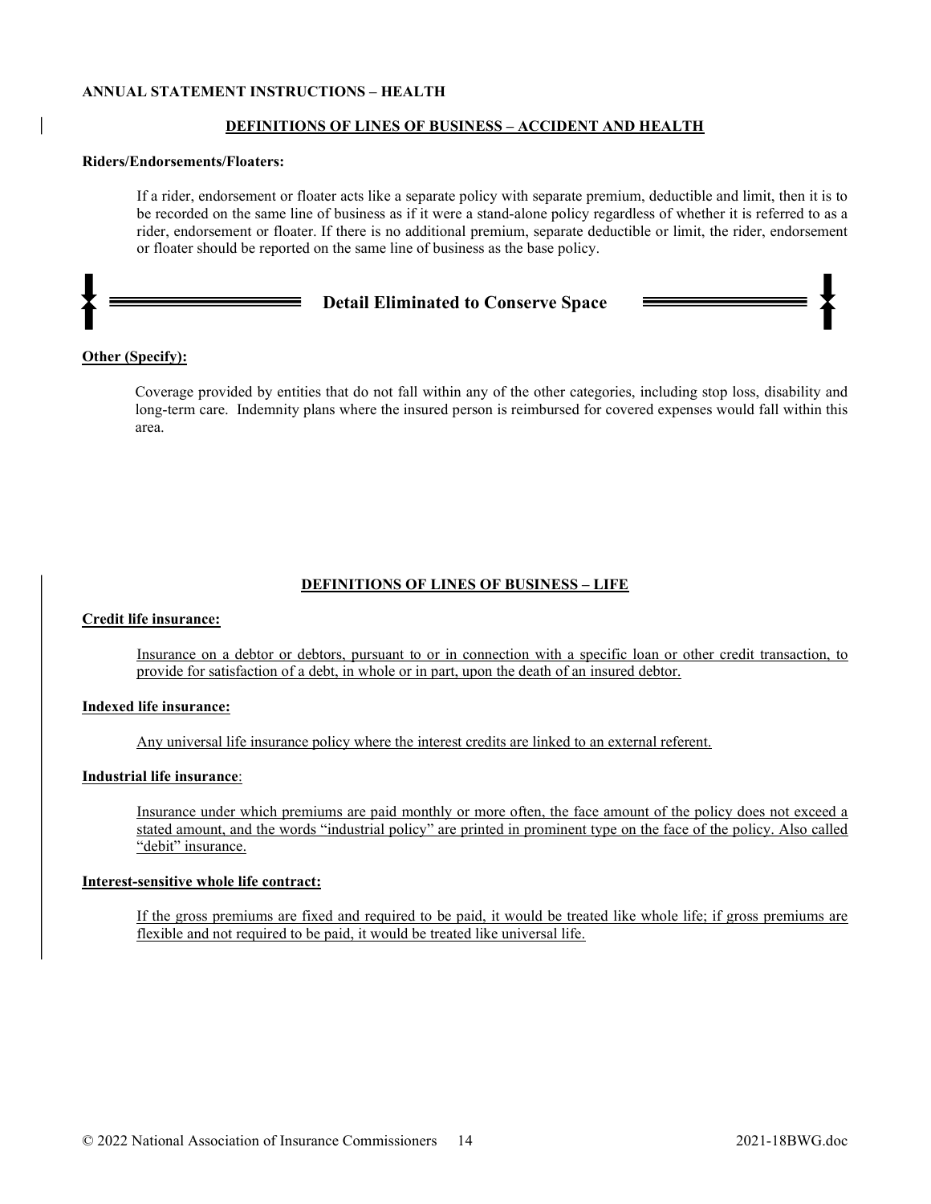**ANNUAL STATEMENT INSTRUCTIONS – HEALTH**

## DEFINITIONS OF LINES OF BUSINESS – ACCIDENT AND HEALTH

**Riders/Endorsements/Floaters:**

If a rider, endorsement or floater acts like a separate policy with separate premium, deductible and limit, then it is to be recorded on the same line of business as if it were a stand-alone policy regardless of whether it is referred to as a rider, endorsement or floater. If there is no additional premium, separate deductible or limit, the rider, endorsement or floater should be reported on the same line of business as the base policy.

**Detail Eliminated to Conserve Space**

**Other (Specify):**

Coverage provided by entities that do not fall within any of the other categories, including stop loss, disability and long-term care. Indemnity plans where the insured person is reimbursed for covered expenses would fall within this area.

## DEFINITIONS OF LINES OF BUSINESS – LIFE

**Credit life insurance:**

Insurance on a debtor or debtors, pursuant to or in connection with a specific loan or other credit transaction, to provide for satisfaction of a debt, in whole or in part, upon the death of an insured debtor.

**Indexed life insurance:**

Any universal life insurance policy where the interest credits are linked to an external referent.

**Industrial life insurance**:

Insurance under which premiums are paid monthly or more often, the face amount of the policy does not exceed a stated amount, and the words "industrial policy" are printed in prominent type on the face of the policy. Also called "debit" insurance.

**Interest-sensitive whole life contract:**

If the gross premiums are fixed and required to be paid, it would be treated like whole life; if gross premiums are flexible and not required to be paid, it would be treated like universal life.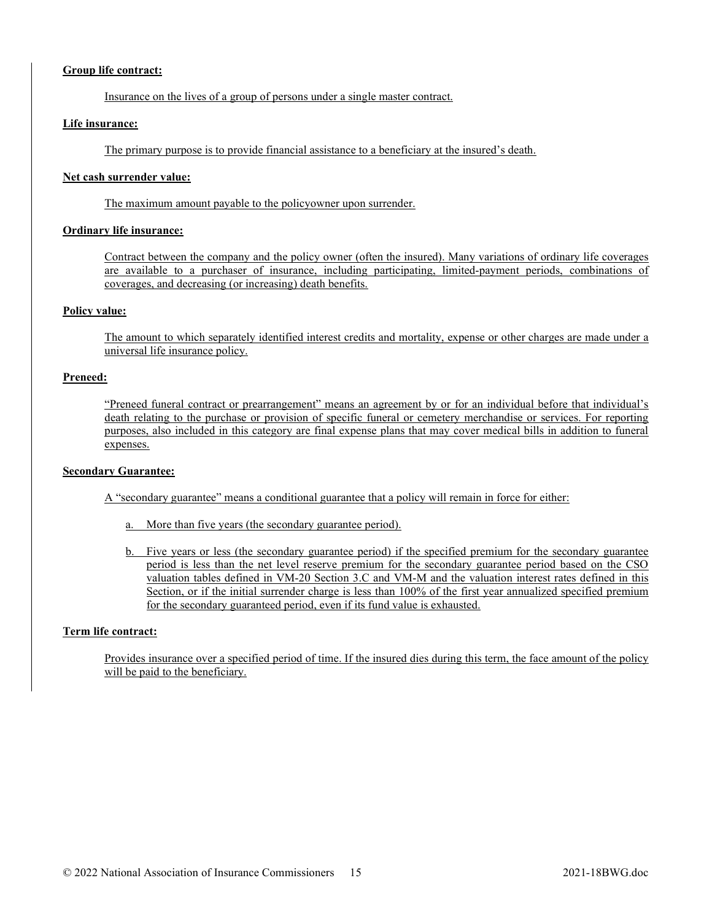**Group life contract:**

Insurance on the lives of a group of persons under a single master contract.

**Life insurance:**

The primary purpose is to provide financial assistance to a beneficiary at the insured's death.

**Net cash surrender value:**

The maximum amount payable to the policyowner upon surrender.

**Ordinary life insurance:**

Contract between the company and the policy owner (often the insured). Many variations of ordinary life coverages are available to a purchaser of insurance, including participating, limited-payment periods, combinations of coverages, and decreasing (or increasing) death benefits.

**Policy value:**

The amount to which separately identified interest credits and mortality, expense or other charges are made under a universal life insurance policy.

**Preneed:**

"Preneed funeral contract or prearrangement" means an agreement by or for an individual before that individual's death relating to the purchase or provision of specific funeral or cemetery merchandise or services. For reporting purposes, also included in this category are final expense plans that may cover medical bills in addition to funeral expenses.

**Secondary Guarantee:**

A "secondary guarantee" means a conditional guarantee that a policy will remain in force for either:

a. More than five years (the secondary guarantee period).

b. Five years or less (the secondary guarantee period) if the specified premium for the secondary guarantee period is less than the net level reserve premium for the secondary guarantee period based on the CSO valuation tables defined in VM-20 Section 3.C and VM-M and the valuation interest rates defined in this Section, or if the initial surrender charge is less than 100% of the first year annualized specified premium for the secondary guaranteed period, even if its fund value is exhausted.

**Term life contract:**

Provides insurance over a specified period of time. If the insured dies during this term, the face amount of the policy will be paid to the beneficiary.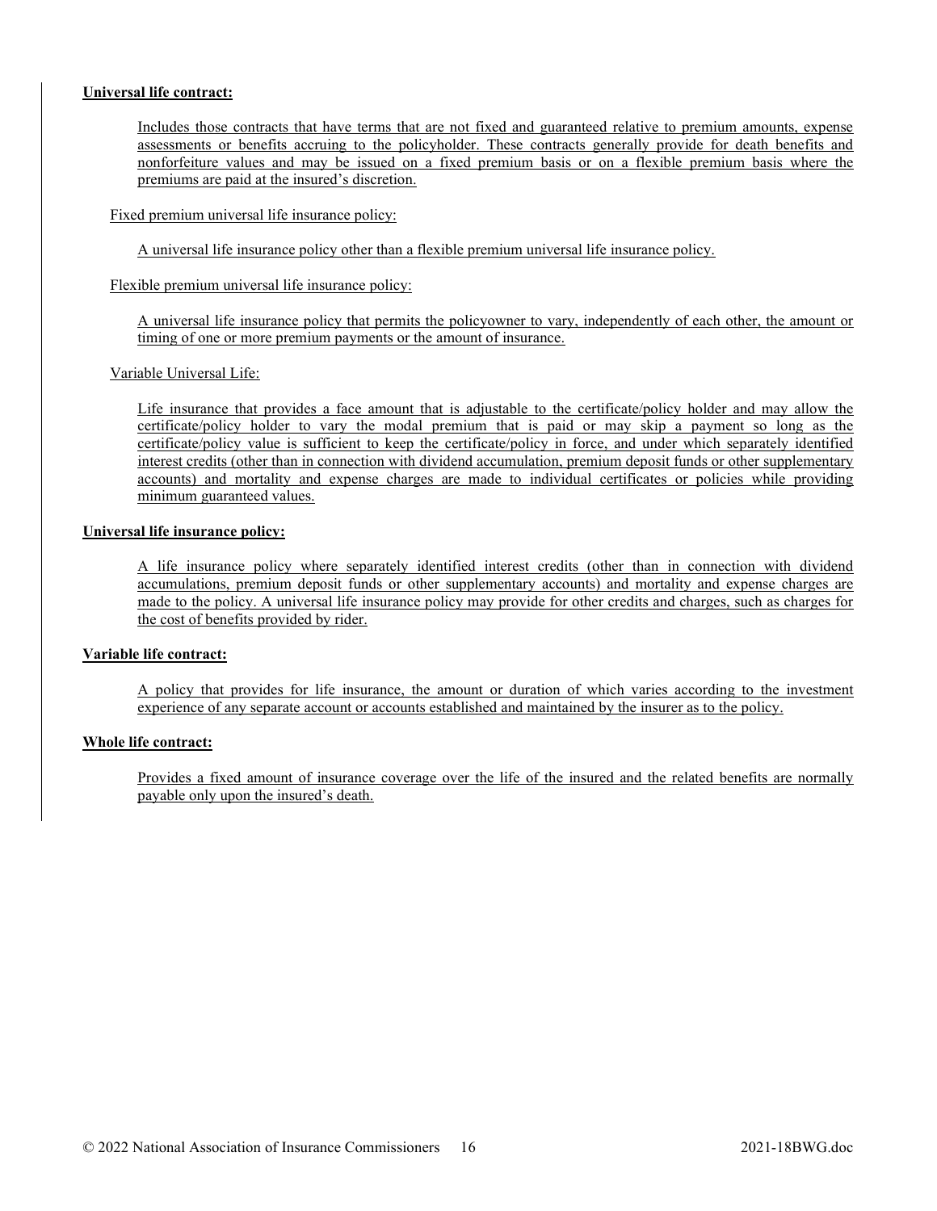**Universal life contract:**

Includes those contracts that have terms that are not fixed and guaranteed relative to premium amounts, expense assessments or benefits accruing to the policyholder. These contracts generally provide for death benefits and nonforfeiture values and may be issued on a fixed premium basis or on a flexible premium basis where the premiums are paid at the insured's discretion.

Fixed premium universal life insurance policy:

A universal life insurance policy other than a flexible premium universal life insurance policy.

Flexible premium universal life insurance policy:

A universal life insurance policy that permits the policyowner to vary, independently of each other, the amount or timing of one or more premium payments or the amount of insurance.

Variable Universal Life:

Life insurance that provides a face amount that is adjustable to the certificate/policy holder and may allow the certificate/policy holder to vary the modal premium that is paid or may skip a payment so long as the certificate/policy value is sufficient to keep the certificate/policy in force, and under which separately identified interest credits (other than in connection with dividend accumulation, premium deposit funds or other supplementary accounts) and mortality and expense charges are made to individual certificates or policies while providing minimum guaranteed values.

**Universal life insurance policy:**

A life insurance policy where separately identified interest credits (other than in connection with dividend accumulations, premium deposit funds or other supplementary accounts) and mortality and expense charges are made to the policy. A universal life insurance policy may provide for other credits and charges, such as charges for the cost of benefits provided by rider.

**Variable life contract:**

A policy that provides for life insurance, the amount or duration of which varies according to the investment experience of any separate account or accounts established and maintained by the insurer as to the policy.

**Whole life contract:**

Provides a fixed amount of insurance coverage over the life of the insured and the related benefits are normally payable only upon the insured's death.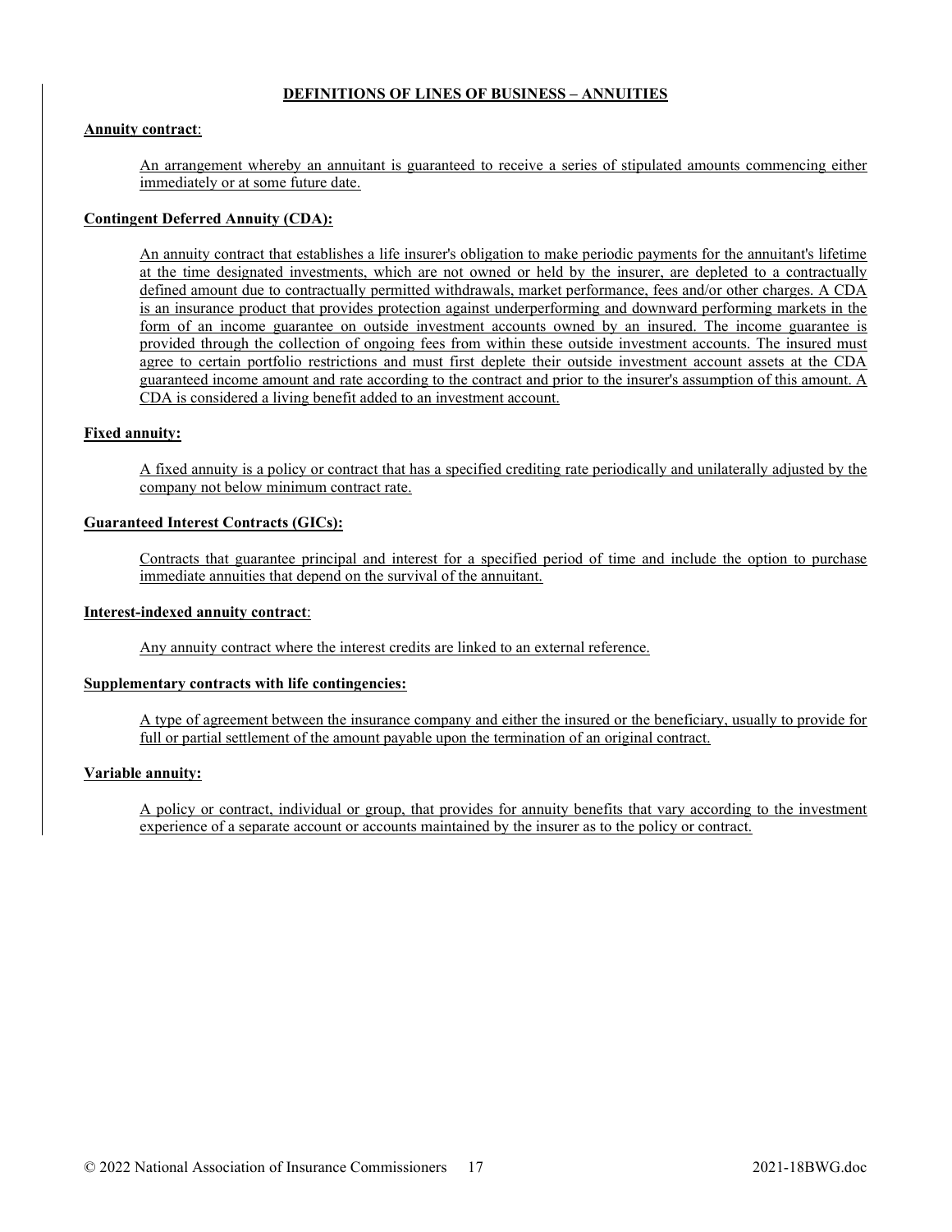## DEFINITIONS OF LINES OF BUSINESS – ANNUITIES

**Annuity contract**:

An arrangement whereby an annuitant is guaranteed to receive a series of stipulated amounts commencing either immediately or at some future date.

**Contingent Deferred Annuity (CDA):**

An annuity contract that establishes a life insurer's obligation to make periodic payments for the annuitant's lifetime at the time designated investments, which are not owned or held by the insurer, are depleted to a contractually defined amount due to contractually permitted withdrawals, market performance, fees and/or other charges. A CDA is an insurance product that provides protection against underperforming and downward performing markets in the form of an income guarantee on outside investment accounts owned by an insured. The income guarantee is provided through the collection of ongoing fees from within these outside investment accounts. The insured must agree to certain portfolio restrictions and must first deplete their outside investment account assets at the CDA guaranteed income amount and rate according to the contract and prior to the insurer's assumption of this amount. A CDA is considered a living benefit added to an investment account.

**Fixed annuity:**

A fixed annuity is a policy or contract that has a specified crediting rate periodically and unilaterally adjusted by the company not below minimum contract rate.

**Guaranteed Interest Contracts (GICs):**

Contracts that guarantee principal and interest for a specified period of time and include the option to purchase immediate annuities that depend on the survival of the annuitant.

**Interest-indexed annuity contract**:

Any annuity contract where the interest credits are linked to an external reference.

**Supplementary contracts with life contingencies:**

A type of agreement between the insurance company and either the insured or the beneficiary, usually to provide for full or partial settlement of the amount payable upon the termination of an original contract.

**Variable annuity:**

A policy or contract, individual or group, that provides for annuity benefits that vary according to the investment experience of a separate account or accounts maintained by the insurer as to the policy or contract.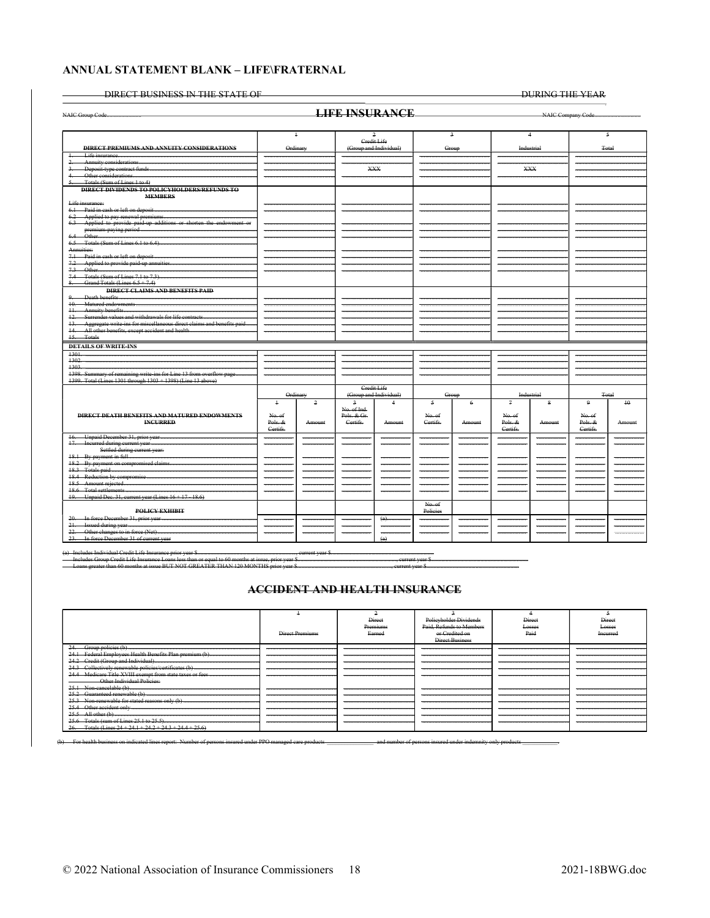**ANNUAL STATEMENT BLANK – LIFE\FRATERNAL**

DIRECT BUSINESS IN THE STATE OF ______________________________ DURING THE YEAR

NAIC Group Code.......................... **LIFE INSURANCE** NAIC Company Code..............................

| DIRECT PREMIUMS AND ANNUITY CONSIDERATIONS | 1 Ordinary | 2 Credit Life (Group and Individual) | 3 Group | 4 Industrial | 5 Total |
|---|---|---|---|---|---|
| 1. Life insurance | | | | | |
| 2. Annuity considerations | | | | | |
| 3. Deposit-type contract funds | | XXX | | XXX | |
| 4. Other considerations | | | | | |
| 5. Totals (Sum of Lines 1 to 4) | | | | | |
| **DIRECT DIVIDENDS TO POLICYHOLDERS/REFUNDS TO MEMBERS** | | | | | |
| Life insurance: | | | | | |
| 6.1 Paid in cash or left on deposit | | | | | |
| 6.2 Applied to pay renewal premiums | | | | | |
| 6.3 Applied to provide paid-up additions or shorten the endowment or premium-paying period | | | | | |
| 6.4 Other | | | | | |
| 6.5 Totals (Sum of Lines 6.1 to 6.4) | | | | | |
| Annuities: | | | | | |
| 7.1 Paid in cash or left on deposit | | | | | |
| 7.2 Applied to provide paid-up annuities | | | | | |
| 7.3 Other | | | | | |
| 7.4 Totals (Sum of Lines 7.1 to 7.3) | | | | | |
| 8. Grand Totals (Lines 6.5 + 7.4) | | | | | |
| **DIRECT CLAIMS AND BENEFITS PAID** | | | | | |
| 9. Death benefits | | | | | |
| 10. Matured endowments | | | | | |
| 11. Annuity benefits | | | | | |
| 12. Surrender values and withdrawals for life contracts | | | | | |
| 13. Aggregate write-ins for miscellaneous direct claims and benefits paid | | | | | |
| 14. All other benefits, except accident and health | | | | | |
| 15. Totals | | | | | |
| **DETAILS OF WRITE-INS** | | | | | |
| 1301. | | | | | |
| 1302. | | | | | |
| 1303. | | | | | |
| 1398. Summary of remaining write-ins for Line 13 from overflow page | | | | | |
| 1399. Total (Lines 1301 through 1303 + 1398) (Line 13 above) | | | | | |

| DIRECT DEATH BENEFITS AND MATURED ENDOWMENTS INCURRED | Ordinary | | Credit Life (Group and Individual) | | Group | | Industrial | | Total | |
|---|---|---|---|---|---|---|---|---|---|---|
| | 1 No. of Pols. & Certifs. | 2 Amount | 3 No. of Ind. Pols. & Gr. Certifs. | 4 Amount | 5 No. of Certifs. | 6 Amount | 7 No. of Pols. & Certifs. | 8 Amount | 9 No. of Pols. & Certifs. | 10 Amount |
| 16. Unpaid December 31, prior year | | | | | | | | | | |
| 17. Incurred during current year | | | | | | | | | | |
| Settled during current year: | | | | | | | | | | |
| 18.1 By payment in full | | | | | | | | | | |
| 18.2 By payment on compromised claims | | | | | | | | | | |
| 18.3 Totals paid | | | | | | | | | | |
| 18.4 Reduction by compromise | | | | | | | | | | |
| 18.5 Amount rejected | | | | | | | | | | |
| 18.6 Total settlements | | | | | | | | | | |
| 19. Unpaid Dec. 31, current year (Lines 16 + 17 - 18.6) | | | | | | | | | | |
| **POLICY EXHIBIT** | | | | | No. of Policies | | | | | |
| 20. In force December 31, prior year | | | | (a) | | | | | | |
| 21. Issued during year | | | | | | | | | | |
| 22. Other changes to in force (Net) | | | | | | | | | | |
| 23. In force December 31 of current year | | | | (a) | | | | | | |

(a) Includes Individual Credit Life Insurance prior year $............................., current year $.............................
Includes Group Credit Life Insurance Loans less than or equal to 60 months at issue, prior year $............................., current year $.............................
Loans greater than 60 months at issue BUT NOT GREATER THAN 120 MONTHS prior year $............................., current year $.............................

## ACCIDENT AND HEALTH INSURANCE

| | 1 Direct Premiums | 2 Direct Premiums Earned | 3 Policyholder Dividends Paid, Refunds to Members or Credited on Direct Business | 4 Direct Losses Paid | 5 Direct Losses Incurred |
|---|---|---|---|---|---|
| 24. Group policies (b) | | | | | |
| 24.1 Federal Employees Health Benefits Plan premium (b) | | | | | |
| 24.2 Credit (Group and Individual) | | | | | |
| 24.3 Collectively renewable policies/certificates (b) | | | | | |
| 24.4 Medicare Title XVIII exempt from state taxes or fees | | | | | |
| Other Individual Policies: | | | | | |
| 25.1 Non-cancelable (b) | | | | | |
| 25.2 Guaranteed renewable (b) | | | | | |
| 25.3 Non-renewable for stated reasons only (b) | | | | | |
| 25.4 Other accident only | | | | | |
| 25.5 All other (b) | | | | | |
| 25.6 Totals (sum of Lines 25.1 to 25.5) | | | | | |
| 26. Totals (Lines 24 + 24.1 + 24.2 + 24.3 + 24.4 + 25.6) | | | | | |

(b) For health business on indicated lines report: Number of persons insured under PPO managed care products ____________ and number of persons insured under indemnity only products ____________.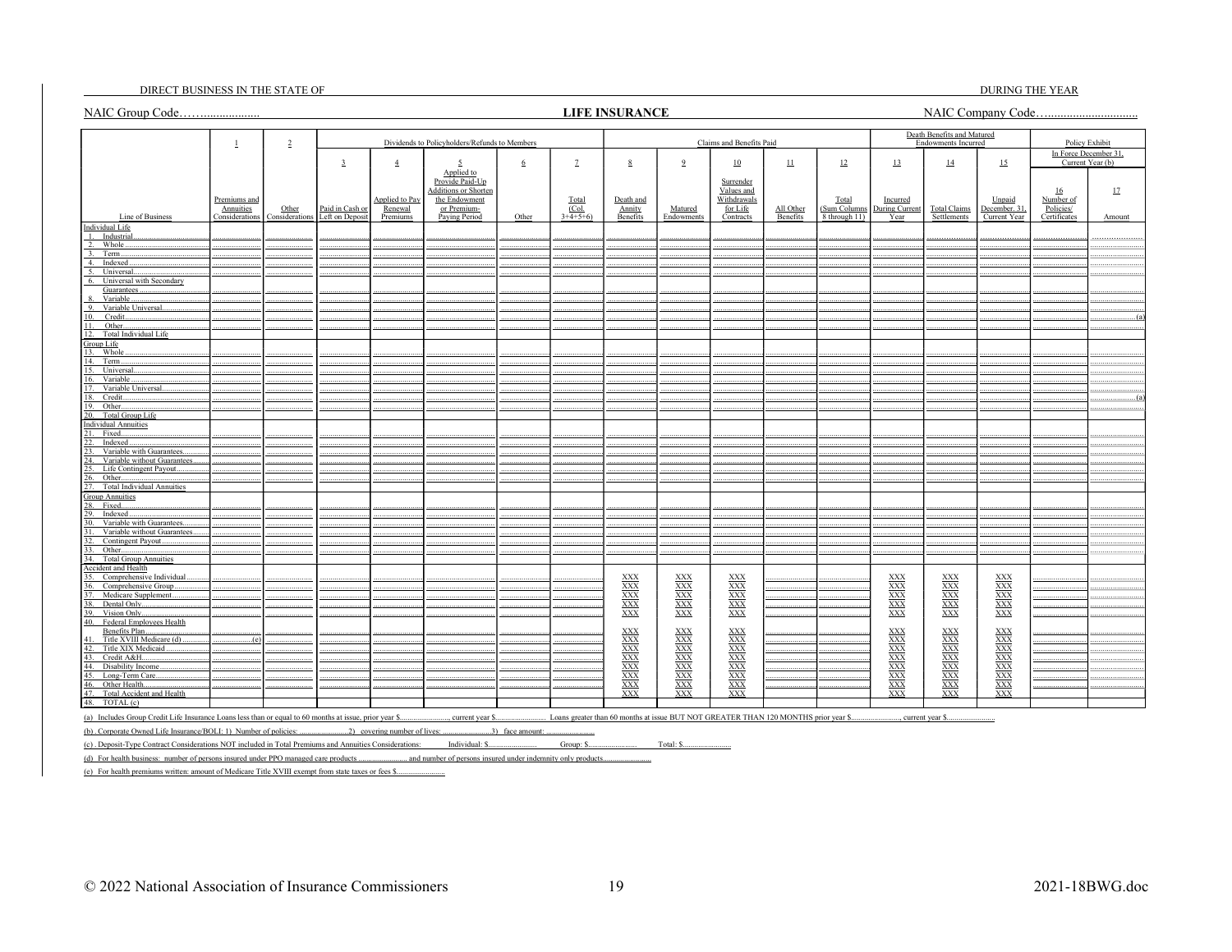DIRECT BUSINESS IN THE STATE OF DURING THE YEAR

NAIC Group Code……................

## LIFE INSURANCE

NAIC Company Code…............................

| Line of Business | 1 | 2 | Dividends to Policyholders/Refunds to Members | | | | | Claims and Benefits Paid | | | | | Death Benefits and Matured Endowments Incurred | | | Policy Exhibit In Force December 31, Current Year (b) | |
|---|---|---|---|---|---|---|---|---|---|---|---|---|---|---|---|---|---|
| | Premiums and Annuities Considerations | Other Considerations | 3 Paid in Cash or Left on Deposit | 4 Applied to Pay Renewal Premiums | 5 Applied to Provide Paid-Up Additions or Shorten the Endowment or Premium-Paying Period | 6 Other | 7 Total (Col. 3+4+5+6) | 8 Death and Annity Benefits | 9 Matured Endowments | 10 Surrender Values and Withdrawals for Life Contracts | 11 All Other Benefits | 12 Total (Sum Columns 8 through 11) | 13 Incurred During Current Year | 14 Total Claims Settlements | 15 Unpaid December 31, Current Year | 16 Number of Policies/ Certificates | 17 Amount |
| **Individual Life** | | | | | | | | | | | | | | | | | |
| 1. Industrial | | | | | | | | | | | | | | | | | |
| 2. Whole | | | | | | | | | | | | | | | | | |
| 3. Term | | | | | | | | | | | | | | | | | |
| 4. Indexed | | | | | | | | | | | | | | | | | |
| 5. Universal | | | | | | | | | | | | | | | | | |
| 6. Universal with Secondary Guarantees | | | | | | | | | | | | | | | | | |
| 8. Variable | | | | | | | | | | | | | | | | | |
| 9. Variable Universal | | | | | | | | | | | | | | | | | |
| 10. Credit | | | | | | | | | | | | | | | | | (a) |
| 11. Other | | | | | | | | | | | | | | | | | |
| 12. Total Individual Life | | | | | | | | | | | | | | | | | |
| **Group Life** | | | | | | | | | | | | | | | | | |
| 13. Whole | | | | | | | | | | | | | | | | | |
| 14. Term | | | | | | | | | | | | | | | | | |
| 15. Universal | | | | | | | | | | | | | | | | | |
| 16. Variable | | | | | | | | | | | | | | | | | |
| 17. Variable Universal | | | | | | | | | | | | | | | | | |
| 18. Credit | | | | | | | | | | | | | | | | | (a) |
| 19. Other | | | | | | | | | | | | | | | | | |
| 20. Total Group Life | | | | | | | | | | | | | | | | | |
| **Individual Annuities** | | | | | | | | | | | | | | | | | |
| 21. Fixed | | | | | | | | | | | | | | | | | |
| 22. Indexed | | | | | | | | | | | | | | | | | |
| 23. Variable with Guarantees | | | | | | | | | | | | | | | | | |
| 24. Variable without Guarantees | | | | | | | | | | | | | | | | | |
| 25. Life Contingent Payout | | | | | | | | | | | | | | | | | |
| 26. Other | | | | | | | | | | | | | | | | | |
| 27. Total Individual Annuities | | | | | | | | | | | | | | | | | |
| **Group Annuities** | | | | | | | | | | | | | | | | | |
| 28. Fixed | | | | | | | | | | | | | | | | | |
| 29. Indexed | | | | | | | | | | | | | | | | | |
| 30. Variable with Guarantees | | | | | | | | | | | | | | | | | |
| 31. Variable without Guarantees | | | | | | | | | | | | | | | | | |
| 32. Contingent Payout | | | | | | | | | | | | | | | | | |
| 33. Other | | | | | | | | | | | | | | | | | |
| 34. Total Group Annuities | | | | | | | | | | | | | | | | | |
| **Accident and Health** | | | | | | | | | | | | | | | | | |
| 35. Comprehensive Individual | | | | | | | | XXX | XXX | XXX | | | XXX | XXX | XXX | | |
| 36. Comprehensive Group | | | | | | | | XXX | XXX | XXX | | | XXX | XXX | XXX | | |
| 37. Medicare Supplement | | | | | | | | XXX | XXX | XXX | | | XXX | XXX | XXX | | |
| 38. Dental Only | | | | | | | | XXX | XXX | XXX | | | XXX | XXX | XXX | | |
| 39. Vision Only | | | | | | | | XXX | XXX | XXX | | | XXX | XXX | XXX | | |
| 40. Federal Employees Health Benefits Plan | | | | | | | | XXX | XXX | XXX | | | XXX | XXX | XXX | | |
| 41. Title XVIII Medicare (d) | (e) | | | | | | | XXX | XXX | XXX | | | XXX | XXX | XXX | | |
| 42. Title XIX Medicaid | | | | | | | | XXX | XXX | XXX | | | XXX | XXX | XXX | | |
| 43. Credit A&H | | | | | | | | XXX | XXX | XXX | | | XXX | XXX | XXX | | |
| 44. Disability Income | | | | | | | | XXX | XXX | XXX | | | XXX | XXX | XXX | | |
| 45. Long-Term Care | | | | | | | | XXX | XXX | XXX | | | XXX | XXX | XXX | | |
| 46. Other Health | | | | | | | | XXX | XXX | XXX | | | XXX | XXX | XXX | | |
| 47. Total Accident and Health | | | | | | | | XXX | XXX | XXX | | | XXX | XXX | XXX | | |
| 48. TOTAL (c) | | | | | | | | | | | | | | | | | |

(a) Includes Group Credit Life Insurance Loans less than or equal to 60 months at issue, prior year $.........................., current year $.......................... Loans greater than 60 months at issue BUT NOT GREATER THAN 120 MONTHS prior year $.........................., current year $.........................

(b) . Corporate Owned Life Insurance/BOLI: 1) Number of policies: .........................2) covering number of lives: .........................3) face amount: .........................

(c) . Deposit-Type Contract Considerations NOT included in Total Premiums and Annuities Considerations: Individual: $......................... Group: $......................... Total: $.........................

(d) For health business: number of persons insured under PPO managed care products ......................... and number of persons insured under indemnity only products.........................

(e) For health premiums written: amount of Medicare Title XVIII exempt from state taxes or fees $.........................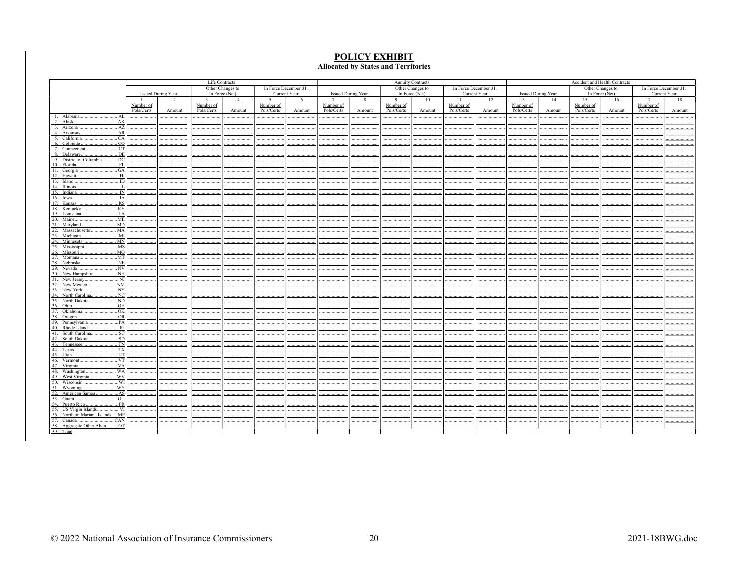# POLICY EXHIBIT

## Allocated by States and Territories

| | Life Contracts | | | | | | Annuity Contracts | | | | | | Accident and Health Contracts | | | | | |
|---|---|---|---|---|---|---|---|---|---|---|---|---|---|---|---|---|---|---|
| | Issued During Year | | Other Changes to In Force (Net) | | In Force December 31, Current Year | | Issued During Year | | Other Changes to In Force (Net) | | In Force December 31, Current Year | | Issued During Year | | Other Changes to In Force (Net) | | In Force December 31, Current Year | |
| | 1 Number of Pols/Certs | 2 Amount | 3 Number of Pols/Certs | 4 Amount | 5 Number of Pols/Certs | 6 Amount | 7 Number of Pols/Certs | 8 Amount | 9 Number of Pols/Certs | 10 Amount | 11 Number of Pols/Certs | 12 Amount | 13 Number of Pols/Certs | 14 Amount | 15 Number of Pols/Certs | 16 Amount | 17 Number of Pols/Certs | 18 Amount |
| 1. Alabama AL | | | | | | | | | | | | | | | | | | |
| 2. Alaska AK | | | | | | | | | | | | | | | | | | |
| 3. Arizona AZ | | | | | | | | | | | | | | | | | | |
| 4. Arkansas AR | | | | | | | | | | | | | | | | | | |
| 5. California CA | | | | | | | | | | | | | | | | | | |
| 6. Colorado CO | | | | | | | | | | | | | | | | | | |
| 7. Connecticut CT | | | | | | | | | | | | | | | | | | |
| 8. Delaware DE | | | | | | | | | | | | | | | | | | |
| 9. District of Columbia DC | | | | | | | | | | | | | | | | | | |
| 10. Florida FL | | | | | | | | | | | | | | | | | | |
| 11. Georgia GA | | | | | | | | | | | | | | | | | | |
| 12. Hawaii HI | | | | | | | | | | | | | | | | | | |
| 13. Idaho ID | | | | | | | | | | | | | | | | | | |
| 14. Illinois IL | | | | | | | | | | | | | | | | | | |
| 15. Indiana IN | | | | | | | | | | | | | | | | | | |
| 16. Iowa IA | | | | | | | | | | | | | | | | | | |
| 17. Kansas KS | | | | | | | | | | | | | | | | | | |
| 18. Kentucky KY | | | | | | | | | | | | | | | | | | |
| 19. Louisiana LA | | | | | | | | | | | | | | | | | | |
| 20. Maine ME | | | | | | | | | | | | | | | | | | |
| 21. Maryland MD | | | | | | | | | | | | | | | | | | |
| 22. Massachusetts MA | | | | | | | | | | | | | | | | | | |
| 23. Michigan MI | | | | | | | | | | | | | | | | | | |
| 24. Minnesota MN | | | | | | | | | | | | | | | | | | |
| 25. Mississippi MS | | | | | | | | | | | | | | | | | | |
| 26. Missouri MO | | | | | | | | | | | | | | | | | | |
| 27. Montana MT | | | | | | | | | | | | | | | | | | |
| 28. Nebraska NE | | | | | | | | | | | | | | | | | | |
| 29. Nevada NV | | | | | | | | | | | | | | | | | | |
| 30. New Hampshire NH | | | | | | | | | | | | | | | | | | |
| 31. New Jersey NJ | | | | | | | | | | | | | | | | | | |
| 32. New Mexico NM | | | | | | | | | | | | | | | | | | |
| 33. New York NY | | | | | | | | | | | | | | | | | | |
| 34. North Carolina NC | | | | | | | | | | | | | | | | | | |
| 35. North Dakota ND | | | | | | | | | | | | | | | | | | |
| 36. Ohio OH | | | | | | | | | | | | | | | | | | |
| 37. Oklahoma OK | | | | | | | | | | | | | | | | | | |
| 38. Oregon OR | | | | | | | | | | | | | | | | | | |
| 39. Pennsylvania PA | | | | | | | | | | | | | | | | | | |
| 40. Rhode Island RI | | | | | | | | | | | | | | | | | | |
| 41. South Carolina SC | | | | | | | | | | | | | | | | | | |
| 42. South Dakota SD | | | | | | | | | | | | | | | | | | |
| 43. Tennessee TN | | | | | | | | | | | | | | | | | | |
| 44. Texas TX | | | | | | | | | | | | | | | | | | |
| 45. Utah UT | | | | | | | | | | | | | | | | | | |
| 46. Vermont VT | | | | | | | | | | | | | | | | | | |
| 47. Virginia VA | | | | | | | | | | | | | | | | | | |
| 48. Washington WA | | | | | | | | | | | | | | | | | | |
| 49. West Virginia WV | | | | | | | | | | | | | | | | | | |
| 50. Wisconsin WI | | | | | | | | | | | | | | | | | | |
| 51. Wyoming WY | | | | | | | | | | | | | | | | | | |
| 52. American Samoa AS | | | | | | | | | | | | | | | | | | |
| 53. Guam GU | | | | | | | | | | | | | | | | | | |
| 54. Puerto Rico PR | | | | | | | | | | | | | | | | | | |
| 55. US Virgin Islands VI | | | | | | | | | | | | | | | | | | |
| 56. Northern Mariana Islands MP | | | | | | | | | | | | | | | | | | |
| 57. Canada CAN | | | | | | | | | | | | | | | | | | |
| 58. Aggregate Other Alien OT | | | | | | | | | | | | | | | | | | |
| 59. Total | | | | | | | | | | | | | | | | | | |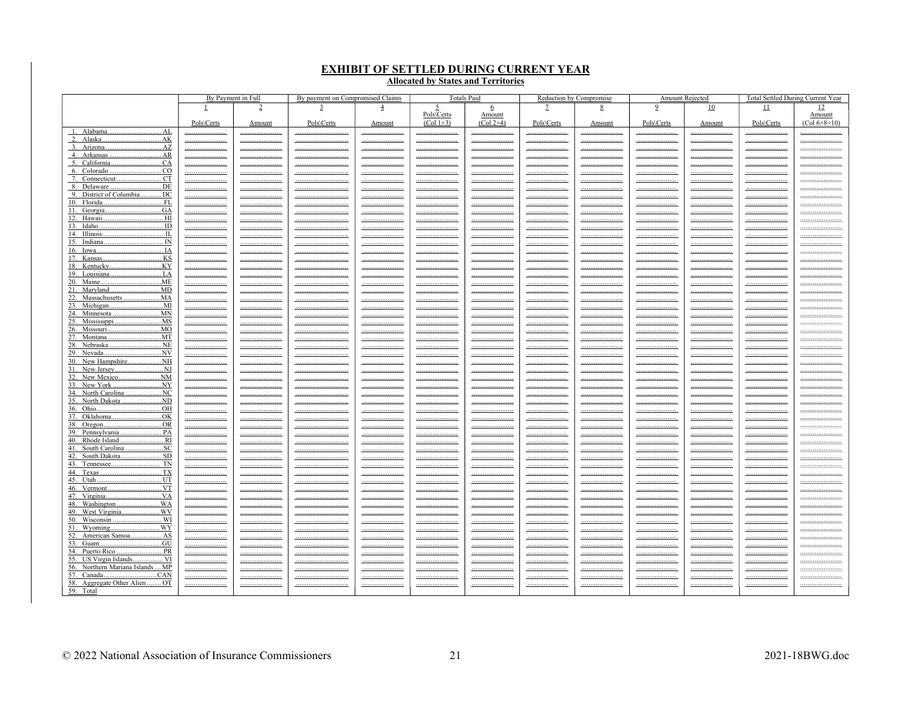# EXHIBIT OF SETTLED DURING CURRENT YEAR

**Allocated by States and Territories**

| | By Payment in Full | | By payment on Compromised Claims | | Totals Paid | | Reduction by Compromise | | Amount Rejected | | Total Settled During Current Year | |
|---|---|---|---|---|---|---|---|---|---|---|---|---|
| | 1 | 2 | 3 | 4 | 5 | 6 | 7 | 8 | 9 | 10 | 11 | 12 |
| | Pols\Certs | Amount | Pols\Certs | Amount | Pols\Certs (Col 1+3) | Amount (Col 2+4) | Pols\Certs | Amount | Pols\Certs | Amount | Pols\Certs | Amount (Col 6+8+10) |
| 1. Alabama ... AL | | | | | | | | | | | | |
| 2. Alaska ... AK | | | | | | | | | | | | |
| 3. Arizona ... AZ | | | | | | | | | | | | |
| 4. Arkansas ... AR | | | | | | | | | | | | |
| 5. California ... CA | | | | | | | | | | | | |
| 6. Colorado ... CO | | | | | | | | | | | | |
| 7. Connecticut ... CT | | | | | | | | | | | | |
| 8. Delaware ... DE | | | | | | | | | | | | |
| 9. District of Columbia ... DC | | | | | | | | | | | | |
| 10. Florida ... FL | | | | | | | | | | | | |
| 11. Georgia ... GA | | | | | | | | | | | | |
| 12. Hawaii ... HI | | | | | | | | | | | | |
| 13. Idaho ... ID | | | | | | | | | | | | |
| 14. Illinois ... IL | | | | | | | | | | | | |
| 15. Indiana ... IN | | | | | | | | | | | | |
| 16. Iowa ... IA | | | | | | | | | | | | |
| 17. Kansas ... KS | | | | | | | | | | | | |
| 18. Kentucky ... KY | | | | | | | | | | | | |
| 19. Louisiana ... LA | | | | | | | | | | | | |
| 20. Maine ... ME | | | | | | | | | | | | |
| 21. Maryland ... MD | | | | | | | | | | | | |
| 22. Massachusetts ... MA | | | | | | | | | | | | |
| 23. Michigan ... MI | | | | | | | | | | | | |
| 24. Minnesota ... MN | | | | | | | | | | | | |
| 25. Mississippi ... MS | | | | | | | | | | | | |
| 26. Missouri ... MO | | | | | | | | | | | | |
| 27. Montana ... MT | | | | | | | | | | | | |
| 28. Nebraska ... NE | | | | | | | | | | | | |
| 29. Nevada ... NV | | | | | | | | | | | | |
| 30. New Hampshire ... NH | | | | | | | | | | | | |
| 31. New Jersey ... NJ | | | | | | | | | | | | |
| 32. New Mexico ... NM | | | | | | | | | | | | |
| 33. New York ... NY | | | | | | | | | | | | |
| 34. North Carolina ... NC | | | | | | | | | | | | |
| 35. North Dakota ... ND | | | | | | | | | | | | |
| 36. Ohio ... OH | | | | | | | | | | | | |
| 37. Oklahoma ... OK | | | | | | | | | | | | |
| 38. Oregon ... OR | | | | | | | | | | | | |
| 39. Pennsylvania ... PA | | | | | | | | | | | | |
| 40. Rhode Island ... RI | | | | | | | | | | | | |
| 41. South Carolina ... SC | | | | | | | | | | | | |
| 42. South Dakota ... SD | | | | | | | | | | | | |
| 43. Tennessee ... TN | | | | | | | | | | | | |
| 44. Texas ... TX | | | | | | | | | | | | |
| 45. Utah ... UT | | | | | | | | | | | | |
| 46. Vermont ... VT | | | | | | | | | | | | |
| 47. Virginia ... VA | | | | | | | | | | | | |
| 48. Washington ... WA | | | | | | | | | | | | |
| 49. West Virginia ... WV | | | | | | | | | | | | |
| 50. Wisconsin ... WI | | | | | | | | | | | | |
| 51. Wyoming ... WY | | | | | | | | | | | | |
| 52. American Samoa ... AS | | | | | | | | | | | | |
| 53. Guam ... GU | | | | | | | | | | | | |
| 54. Puerto Rico ... PR | | | | | | | | | | | | |
| 55. US Virgin Islands ... VI | | | | | | | | | | | | |
| 56. Northern Mariana Islands ... MP | | | | | | | | | | | | |
| 57. Canada ... CAN | | | | | | | | | | | | |
| 58. Aggregate Other Alien ... OT | | | | | | | | | | | | |
| 59. Total | | | | | | | | | | | | |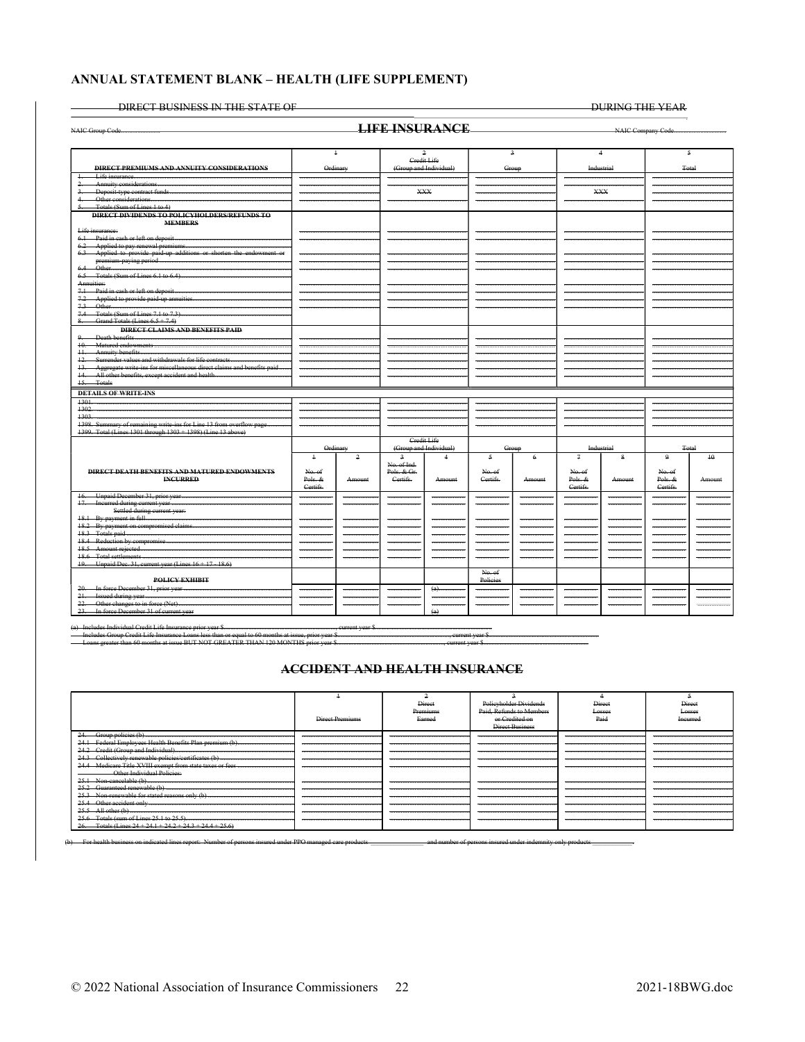## ANNUAL STATEMENT BLANK – HEALTH (LIFE SUPPLEMENT)

DIRECT BUSINESS IN THE STATE OF ________________ DURING THE YEAR

NAIC Group Code................ **LIFE INSURANCE** NAIC Company Code................

| DIRECT PREMIUMS AND ANNUITY CONSIDERATIONS | 1 Ordinary | 2 Credit Life (Group and Individual) | 3 Group | 4 Industrial | 5 Total |
|---|---|---|---|---|---|
| 1. Life insurance | | | | | |
| 2. Annuity considerations | | | | | |
| 3. Deposit-type contract funds | | XXX | | XXX | |
| 4. Other considerations | | | | | |
| 5. Totals (Sum of Lines 1 to 4) | | | | | |
| **DIRECT DIVIDENDS TO POLICYHOLDERS/REFUNDS TO MEMBERS** | | | | | |
| Life insurance: | | | | | |
| 6.1 Paid in cash or left on deposit | | | | | |
| 6.2 Applied to pay renewal premiums | | | | | |
| 6.3 Applied to provide paid-up additions or shorten the endowment or premium-paying period | | | | | |
| 6.4 Other | | | | | |
| 6.5 Totals (Sum of Lines 6.1 to 6.4) | | | | | |
| Annuities: | | | | | |
| 7.1 Paid in cash or left on deposit | | | | | |
| 7.2 Applied to provide paid-up annuities | | | | | |
| 7.3 Other | | | | | |
| 7.4 Totals (Sum of Lines 7.1 to 7.3) | | | | | |
| 8. Grand Totals (Lines 6.5 + 7.4) | | | | | |
| **DIRECT CLAIMS AND BENEFITS PAID** | | | | | |
| 9. Death benefits | | | | | |
| 10. Matured endowments | | | | | |
| 11. Annuity benefits | | | | | |
| 12. Surrender values and withdrawals for life contracts | | | | | |
| 13. Aggregate write-ins for miscellaneous direct claims and benefits paid | | | | | |
| 14. All other benefits, except accident and health | | | | | |
| 15. Totals | | | | | |
| **DETAILS OF WRITE-INS** | | | | | |
| 1301. | | | | | |
| 1302. | | | | | |
| 1303. | | | | | |
| 1398. Summary of remaining write-ins for Line 13 from overflow page | | | | | |
| 1399. Total (Lines 1301 through 1303 + 1398) (Line 13 above) | | | | | |

| DIRECT DEATH BENEFITS AND MATURED ENDOWMENTS INCURRED | Ordinary | | Credit Life (Group and Individual) | | Group | | Industrial | | Total | |
|---|---|---|---|---|---|---|---|---|---|---|
| | 1 No. of Pols. & Certifs. | 2 Amount | 3 No. of Ind. Pols. & Gr. Certifs. | 4 Amount | 5 No. of Certifs. | 6 Amount | 7 No. of Pols. & Certifs. | 8 Amount | 9 No. of Pols. & Certifs. | 10 Amount |
| 16. Unpaid December 31, prior year | | | | | | | | | | |
| 17. Incurred during current year | | | | | | | | | | |
| Settled during current year: | | | | | | | | | | |
| 18.1 By payment in full | | | | | | | | | | |
| 18.2 By payment on compromised claims | | | | | | | | | | |
| 18.3 Totals paid | | | | | | | | | | |
| 18.4 Reduction by compromise | | | | | | | | | | |
| 18.5 Amount rejected | | | | | | | | | | |
| 18.6 Total settlements | | | | | | | | | | |
| 19. Unpaid Dec. 31, current year (Lines 16 + 17 - 18.6) | | | | | | | | | | |
| **POLICY EXHIBIT** | | | | | No. of Policies | | | | | |
| 20. In force December 31, prior year | | | | (a) | | | | | | |
| 21. Issued during year | | | | | | | | | | |
| 22. Other changes to in force (Net) | | | | | | | | | | |
| 23. In force December 31 of current year | | | | (a) | | | | | | |

(a) Includes Individual Credit Life Insurance prior year $................, current year $................
Includes Group Credit Life Insurance Loans less than or equal to 60 months at issue, prior year $................, current year $................
Loans greater than 60 months at issue BUT NOT GREATER THAN 120 MONTHS prior year $................, current year $................

## ACCIDENT AND HEALTH INSURANCE

| | 1 Direct Premiums | 2 Direct Premiums Earned | 3 Policyholder Dividends Paid, Refunds to Members or Credited on Direct Business | 4 Direct Losses Paid | 5 Direct Losses Incurred |
|---|---|---|---|---|---|
| 24. Group policies (b) | | | | | |
| 24.1 Federal Employees Health Benefits Plan premium (b) | | | | | |
| 24.2 Credit (Group and Individual) | | | | | |
| 24.3 Collectively renewable policies/certificates (b) | | | | | |
| 24.4 Medicare Title XVIII exempt from state taxes or fees | | | | | |
| Other Individual Policies: | | | | | |
| 25.1 Non-cancelable (b) | | | | | |
| 25.2 Guaranteed renewable (b) | | | | | |
| 25.3 Non-renewable for stated reasons only (b) | | | | | |
| 25.4 Other accident only | | | | | |
| 25.5 All other (b) | | | | | |
| 25.6 Totals (sum of Lines 25.1 to 25.5) | | | | | |
| 26. Totals (Lines 24 + 24.1 + 24.2 + 24.3 + 24.4 + 25.6) | | | | | |

(b) For health business on indicated lines report: Number of persons insured under PPO managed care products ________ and number of persons insured under indemnity only products ________.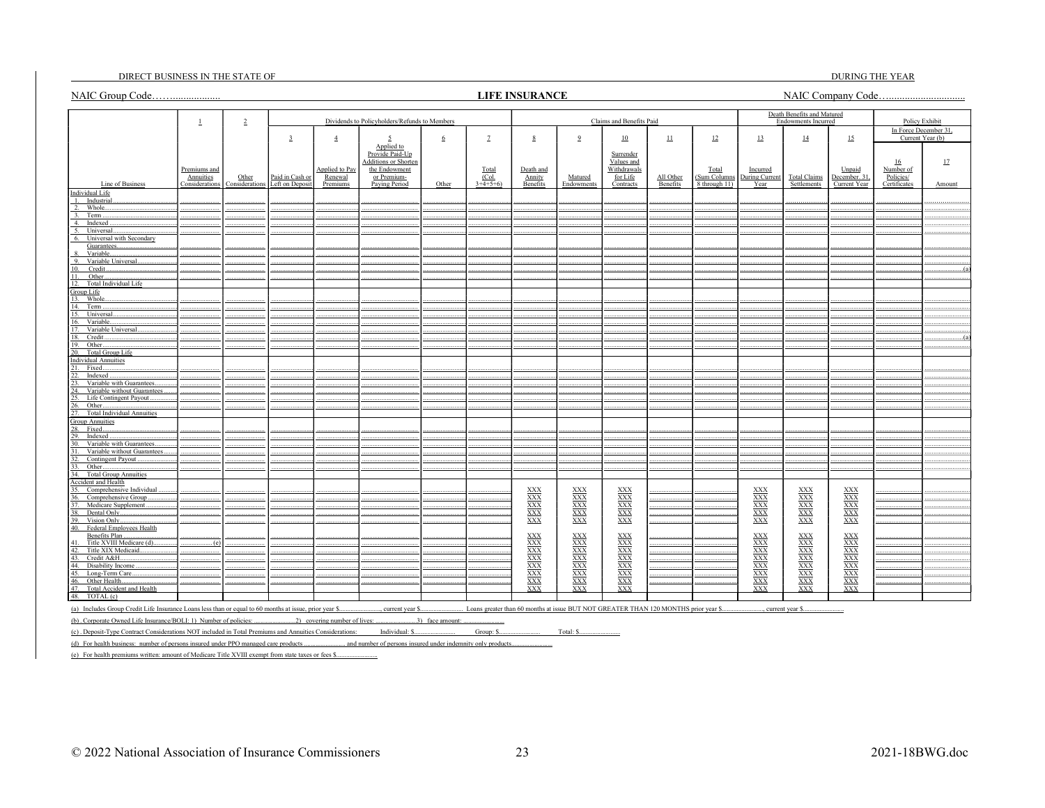DIRECT BUSINESS IN THE STATE OF DURING THE YEAR

NAIC Group Code…….................. **LIFE INSURANCE** NAIC Company Code…............................

| | 1 | 2 | Dividends to Policyholders/Refunds to Members | | | | | Claims and Benefits Paid | | | | | Death Benefits and Matured Endowments Incurred | | | Policy Exhibit In Force December 31, Current Year (b) | |
|---|---|---|---|---|---|---|---|---|---|---|---|---|---|---|---|---|---|
| | | | 3 | 4 | 5 | 6 | 7 | 8 | 9 | 10 | 11 | 12 | 13 | 14 | 15 | 16 | 17 |
| Line of Business | Premiums and Annuities Considerations | Other Considerations | Paid in Cash or Left on Deposit | Applied to Pay Renewal Premiums | Applied to Provide Paid-Up Additions or Shorten the Endowment or Premium-Paying Period | Other | Total (Col. 3+4+5+6) | Death and Annity Benefits | Matured Endowments | Surrender Values and Withdrawals for Life Contracts | All Other Benefits | Total (Sum Columns 8 through 11) | Incurred During Current Year | Total Claims Settlements | Unpaid December 31, Current Year | Number of Policies/ Certificates | Amount |
| Individual Life | | | | | | | | | | | | | | | | | |
| 1. Industrial | | | | | | | | | | | | | | | | | |
| 2. Whole | | | | | | | | | | | | | | | | | |
| 3. Term | | | | | | | | | | | | | | | | | |
| 4. Indexed | | | | | | | | | | | | | | | | | |
| 5. Universal | | | | | | | | | | | | | | | | | |
| 6. Universal with Secondary Guarantees | | | | | | | | | | | | | | | | | |
| 8. Variable | | | | | | | | | | | | | | | | | |
| 9. Variable Universal | | | | | | | | | | | | | | | | | |
| 10. Credit | | | | | | | | | | | | | | | | | (a) |
| 11. Other | | | | | | | | | | | | | | | | | |
| 12. Total Individual Life | | | | | | | | | | | | | | | | | |
| Group Life | | | | | | | | | | | | | | | | | |
| 13. Whole | | | | | | | | | | | | | | | | | |
| 14. Term | | | | | | | | | | | | | | | | | |
| 15. Universal | | | | | | | | | | | | | | | | | |
| 16. Variable | | | | | | | | | | | | | | | | | |
| 17. Variable Universal | | | | | | | | | | | | | | | | | |
| 18. Credit | | | | | | | | | | | | | | | | | (a) |
| 19. Other | | | | | | | | | | | | | | | | | |
| 20. Total Group Life | | | | | | | | | | | | | | | | | |
| Individual Annuities | | | | | | | | | | | | | | | | | |
| 21. Fixed | | | | | | | | | | | | | | | | | |
| 22. Indexed | | | | | | | | | | | | | | | | | |
| 23. Variable with Guarantees | | | | | | | | | | | | | | | | | |
| 24. Variable without Guarantees | | | | | | | | | | | | | | | | | |
| 25. Life Contingent Payout | | | | | | | | | | | | | | | | | |
| 26. Other | | | | | | | | | | | | | | | | | |
| 27. Total Individual Annuities | | | | | | | | | | | | | | | | | |
| Group Annuities | | | | | | | | | | | | | | | | | |
| 28. Fixed | | | | | | | | | | | | | | | | | |
| 29. Indexed | | | | | | | | | | | | | | | | | |
| 30. Variable with Guarantees | | | | | | | | | | | | | | | | | |
| 31. Variable without Guarantees | | | | | | | | | | | | | | | | | |
| 32. Contingent Payout | | | | | | | | | | | | | | | | | |
| 33. Other | | | | | | | | | | | | | | | | | |
| 34. Total Group Annuities | | | | | | | | | | | | | | | | | |
| Accident and Health | | | | | | | | | | | | | | | | | |
| 35. Comprehensive Individual | | | | | | | | XXX | XXX | XXX | | | XXX | XXX | XXX | | |
| 36. Comprehensive Group | | | | | | | | XXX | XXX | XXX | | | XXX | XXX | XXX | | |
| 37. Medicare Supplement | | | | | | | | XXX | XXX | XXX | | | XXX | XXX | XXX | | |
| 38. Dental Only | | | | | | | | XXX | XXX | XXX | | | XXX | XXX | XXX | | |
| 39. Vision Only | | | | | | | | XXX | XXX | XXX | | | XXX | XXX | XXX | | |
| 40. Federal Employees Health Benefits Plan | | | | | | | | XXX | XXX | XXX | | | XXX | XXX | XXX | | |
| 41. Title XVIII Medicare (d) | (e) | | | | | | | XXX | XXX | XXX | | | XXX | XXX | XXX | | |
| 42. Title XIX Medicaid | | | | | | | | XXX | XXX | XXX | | | XXX | XXX | XXX | | |
| 43. Credit A&H | | | | | | | | XXX | XXX | XXX | | | XXX | XXX | XXX | | |
| 44. Disability Income | | | | | | | | XXX | XXX | XXX | | | XXX | XXX | XXX | | |
| 45. Long-Term Care | | | | | | | | XXX | XXX | XXX | | | XXX | XXX | XXX | | |
| 46. Other Health | | | | | | | | XXX | XXX | XXX | | | XXX | XXX | XXX | | |
| 47. Total Accident and Health | | | | | | | | XXX | XXX | XXX | | | XXX | XXX | XXX | | |
| 48. TOTAL (c) | | | | | | | | | | | | | | | | | |

(a) Includes Group Credit Life Insurance Loans less than or equal to 60 months at issue, prior year $.........................., current year $.......................... Loans greater than 60 months at issue BUT NOT GREATER THAN 120 MONTHS prior year $.........................., current year $........................

(b) Corporate Owned Life Insurance/BOLI: 1) Number of policies: ........................2) covering number of lives: ........................3) face amount: ........................

(c) Deposit-Type Contract Considerations NOT included in Total Premiums and Annuities Considerations: Individual: $........................ Group: $........................ Total: $........................

(d) For health business: number of persons insured under PPO managed care products ........................ and number of persons insured under indemnity only products........................

(e) For health premiums written: amount of Medicare Title XVIII exempt from state taxes or fees $........................

© 2022 National Association of Insurance Commissioners 2021-18BWG.doc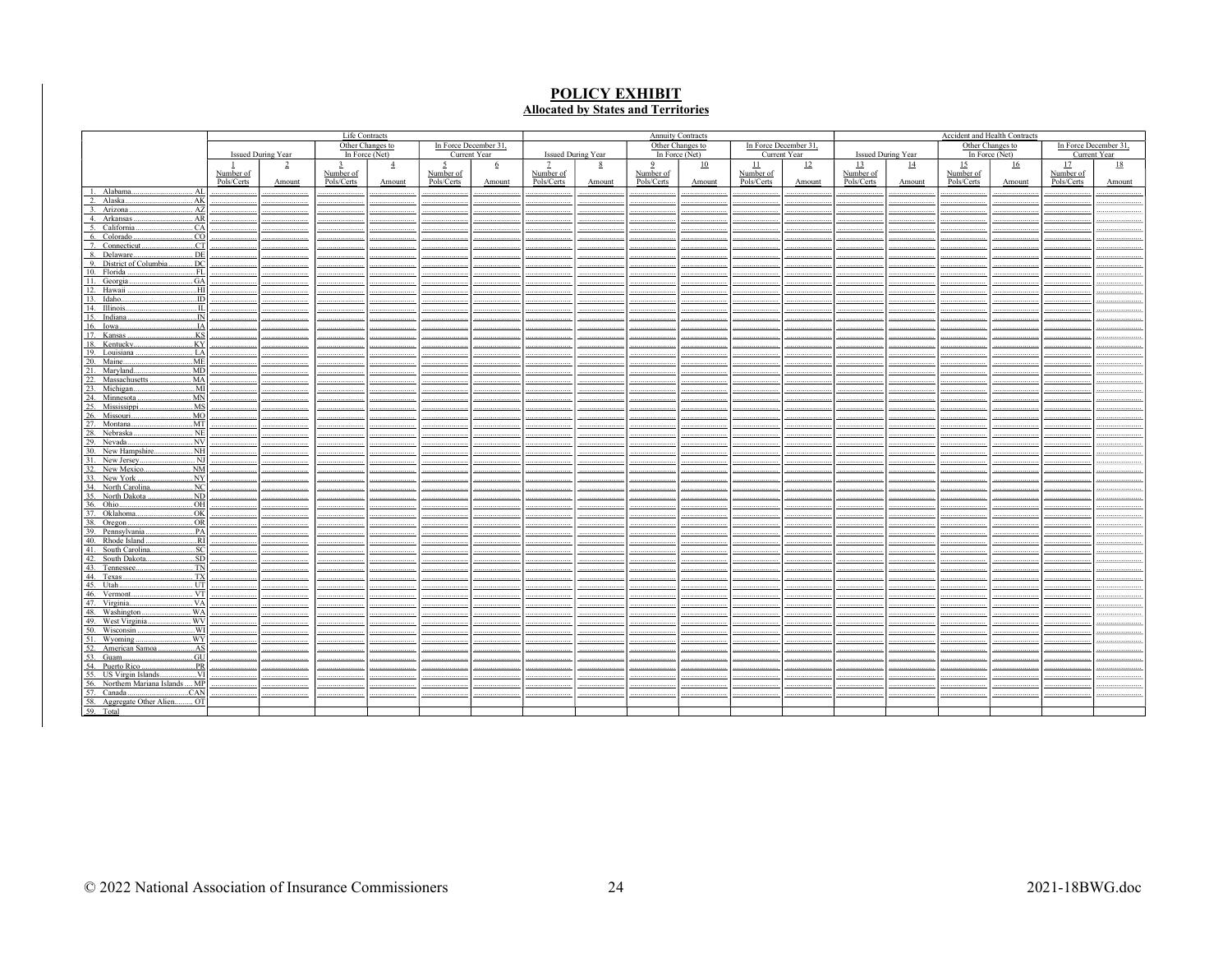## POLICY EXHIBIT

### Allocated by States and Territories

| | Life Contracts | | | | | | Annuity Contracts | | | | | | Accident and Health Contracts | | | | | |
|---|---|---|---|---|---|---|---|---|---|---|---|---|---|---|---|---|---|---|
| | Issued During Year | | Other Changes to In Force (Net) | | In Force December 31, Current Year | | Issued During Year | | Other Changes to In Force (Net) | | In Force December 31, Current Year | | Issued During Year | | Other Changes to In Force (Net) | | In Force December 31, Current Year | |
| | 1 | 2 | 3 | 4 | 5 | 6 | 7 | 8 | 9 | 10 | 11 | 12 | 13 | 14 | 15 | 16 | 17 | 18 |
| | Number of Pols/Certs | Amount | Number of Pols/Certs | Amount | Number of Pols/Certs | Amount | Number of Pols/Certs | Amount | Number of Pols/Certs | Amount | Number of Pols/Certs | Amount | Number of Pols/Certs | Amount | Number of Pols/Certs | Amount | Number of Pols/Certs | Amount |
| 1. Alabama ... AL | | | | | | | | | | | | | | | | | | |
| 2. Alaska ... AK | | | | | | | | | | | | | | | | | | |
| 3. Arizona ... AZ | | | | | | | | | | | | | | | | | | |
| 4. Arkansas ... AR | | | | | | | | | | | | | | | | | | |
| 5. California ... CA | | | | | | | | | | | | | | | | | | |
| 6. Colorado ... CO | | | | | | | | | | | | | | | | | | |
| 7. Connecticut ... CT | | | | | | | | | | | | | | | | | | |
| 8. Delaware ... DE | | | | | | | | | | | | | | | | | | |
| 9. District of Columbia ... DC | | | | | | | | | | | | | | | | | | |
| 10. Florida ... FL | | | | | | | | | | | | | | | | | | |
| 11. Georgia ... GA | | | | | | | | | | | | | | | | | | |
| 12. Hawaii ... HI | | | | | | | | | | | | | | | | | | |
| 13. Idaho ... ID | | | | | | | | | | | | | | | | | | |
| 14. Illinois ... IL | | | | | | | | | | | | | | | | | | |
| 15. Indiana ... IN | | | | | | | | | | | | | | | | | | |
| 16. Iowa ... IA | | | | | | | | | | | | | | | | | | |
| 17. Kansas ... KS | | | | | | | | | | | | | | | | | | |
| 18. Kentucky ... KY | | | | | | | | | | | | | | | | | | |
| 19. Louisiana ... LA | | | | | | | | | | | | | | | | | | |
| 20. Maine ... ME | | | | | | | | | | | | | | | | | | |
| 21. Maryland ... MD | | | | | | | | | | | | | | | | | | |
| 22. Massachusetts ... MA | | | | | | | | | | | | | | | | | | |
| 23. Michigan ... MI | | | | | | | | | | | | | | | | | | |
| 24. Minnesota ... MN | | | | | | | | | | | | | | | | | | |
| 25. Mississippi ... MS | | | | | | | | | | | | | | | | | | |
| 26. Missouri ... MO | | | | | | | | | | | | | | | | | | |
| 27. Montana ... MT | | | | | | | | | | | | | | | | | | |
| 28. Nebraska ... NE | | | | | | | | | | | | | | | | | | |
| 29. Nevada ... NV | | | | | | | | | | | | | | | | | | |
| 30. New Hampshire ... NH | | | | | | | | | | | | | | | | | | |
| 31. New Jersey ... NJ | | | | | | | | | | | | | | | | | | |
| 32. New Mexico ... NM | | | | | | | | | | | | | | | | | | |
| 33. New York ... NY | | | | | | | | | | | | | | | | | | |
| 34. North Carolina ... NC | | | | | | | | | | | | | | | | | | |
| 35. North Dakota ... ND | | | | | | | | | | | | | | | | | | |
| 36. Ohio ... OH | | | | | | | | | | | | | | | | | | |
| 37. Oklahoma ... OK | | | | | | | | | | | | | | | | | | |
| 38. Oregon ... OR | | | | | | | | | | | | | | | | | | |
| 39. Pennsylvania ... PA | | | | | | | | | | | | | | | | | | |
| 40. Rhode Island ... RI | | | | | | | | | | | | | | | | | | |
| 41. South Carolina ... SC | | | | | | | | | | | | | | | | | | |
| 42. South Dakota ... SD | | | | | | | | | | | | | | | | | | |
| 43. Tennessee ... TN | | | | | | | | | | | | | | | | | | |
| 44. Texas ... TX | | | | | | | | | | | | | | | | | | |
| 45. Utah ... UT | | | | | | | | | | | | | | | | | | |
| 46. Vermont ... VT | | | | | | | | | | | | | | | | | | |
| 47. Virginia ... VA | | | | | | | | | | | | | | | | | | |
| 48. Washington ... WA | | | | | | | | | | | | | | | | | | |
| 49. West Virginia ... WV | | | | | | | | | | | | | | | | | | |
| 50. Wisconsin ... WI | | | | | | | | | | | | | | | | | | |
| 51. Wyoming ... WY | | | | | | | | | | | | | | | | | | |
| 52. American Samoa ... AS | | | | | | | | | | | | | | | | | | |
| 53. Guam ... GU | | | | | | | | | | | | | | | | | | |
| 54. Puerto Rico ... PR | | | | | | | | | | | | | | | | | | |
| 55. US Virgin Islands ... VI | | | | | | | | | | | | | | | | | | |
| 56. Northern Mariana Islands ... MP | | | | | | | | | | | | | | | | | | |
| 57. Canada ... CAN | | | | | | | | | | | | | | | | | | |
| 58. Aggregate Other Alien ... OT | | | | | | | | | | | | | | | | | | |
| 59. Total | | | | | | | | | | | | | | | | | | |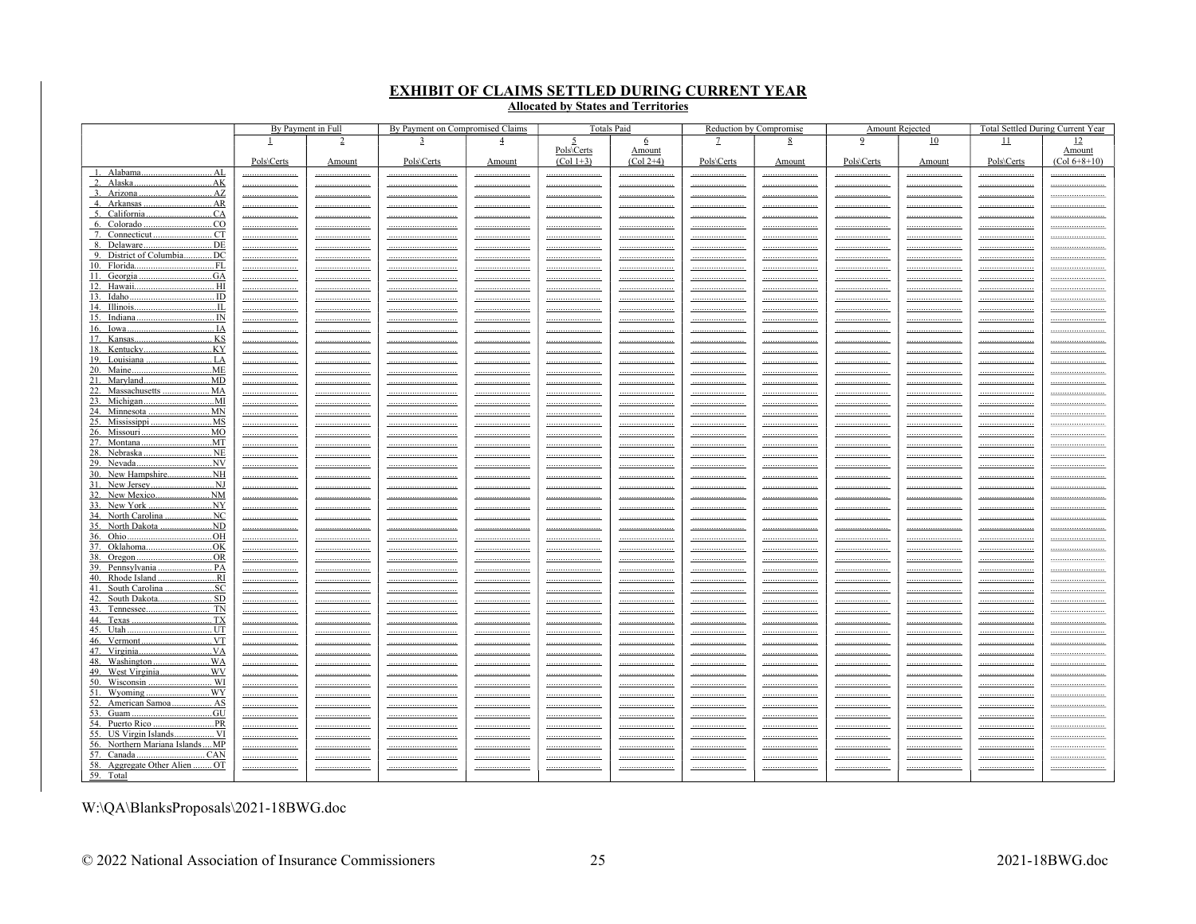## EXHIBIT OF CLAIMS SETTLED DURING CURRENT YEAR

### Allocated by States and Territories

| | By Payment in Full | | By Payment on Compromised Claims | | Totals Paid | | Reduction by Compromise | | Amount Rejected | | Total Settled During Current Year | |
|---|---|---|---|---|---|---|---|---|---|---|---|---|
| | 1 | 2 | 3 | 4 | 5 | 6 | 7 | 8 | 9 | 10 | 11 | 12 |
| | Pols\Certs | Amount | Pols\Certs | Amount | Pols\Certs (Col 1+3) | Amount (Col 2+4) | Pols\Certs | Amount | Pols\Certs | Amount | Pols\Certs | Amount (Col 6+8+10) |
| 1. Alabama ... AL | | | | | | | | | | | | |
| 2. Alaska ... AK | | | | | | | | | | | | |
| 3. Arizona ... AZ | | | | | | | | | | | | |
| 4. Arkansas ... AR | | | | | | | | | | | | |
| 5. California ... CA | | | | | | | | | | | | |
| 6. Colorado ... CO | | | | | | | | | | | | |
| 7. Connecticut ... CT | | | | | | | | | | | | |
| 8. Delaware ... DE | | | | | | | | | | | | |
| 9. District of Columbia ... DC | | | | | | | | | | | | |
| 10. Florida ... FL | | | | | | | | | | | | |
| 11. Georgia ... GA | | | | | | | | | | | | |
| 12. Hawaii ... HI | | | | | | | | | | | | |
| 13. Idaho ... ID | | | | | | | | | | | | |
| 14. Illinois ... IL | | | | | | | | | | | | |
| 15. Indiana ... IN | | | | | | | | | | | | |
| 16. Iowa ... IA | | | | | | | | | | | | |
| 17. Kansas ... KS | | | | | | | | | | | | |
| 18. Kentucky ... KY | | | | | | | | | | | | |
| 19. Louisiana ... LA | | | | | | | | | | | | |
| 20. Maine ... ME | | | | | | | | | | | | |
| 21. Maryland ... MD | | | | | | | | | | | | |
| 22. Massachusetts ... MA | | | | | | | | | | | | |
| 23. Michigan ... MI | | | | | | | | | | | | |
| 24. Minnesota ... MN | | | | | | | | | | | | |
| 25. Mississippi ... MS | | | | | | | | | | | | |
| 26. Missouri ... MO | | | | | | | | | | | | |
| 27. Montana ... MT | | | | | | | | | | | | |
| 28. Nebraska ... NE | | | | | | | | | | | | |
| 29. Nevada ... NV | | | | | | | | | | | | |
| 30. New Hampshire ... NH | | | | | | | | | | | | |
| 31. New Jersey ... NJ | | | | | | | | | | | | |
| 32. New Mexico ... NM | | | | | | | | | | | | |
| 33. New York ... NY | | | | | | | | | | | | |
| 34. North Carolina ... NC | | | | | | | | | | | | |
| 35. North Dakota ... ND | | | | | | | | | | | | |
| 36. Ohio ... OH | | | | | | | | | | | | |
| 37. Oklahoma ... OK | | | | | | | | | | | | |
| 38. Oregon ... OR | | | | | | | | | | | | |
| 39. Pennsylvania ... PA | | | | | | | | | | | | |
| 40. Rhode Island ... RI | | | | | | | | | | | | |
| 41. South Carolina ... SC | | | | | | | | | | | | |
| 42. South Dakota ... SD | | | | | | | | | | | | |
| 43. Tennessee ... TN | | | | | | | | | | | | |
| 44. Texas ... TX | | | | | | | | | | | | |
| 45. Utah ... UT | | | | | | | | | | | | |
| 46. Vermont ... VT | | | | | | | | | | | | |
| 47. Virginia ... VA | | | | | | | | | | | | |
| 48. Washington ... WA | | | | | | | | | | | | |
| 49. West Virginia ... WV | | | | | | | | | | | | |
| 50. Wisconsin ... WI | | | | | | | | | | | | |
| 51. Wyoming ... WY | | | | | | | | | | | | |
| 52. American Samoa ... AS | | | | | | | | | | | | |
| 53. Guam ... GU | | | | | | | | | | | | |
| 54. Puerto Rico ... PR | | | | | | | | | | | | |
| 55. US Virgin Islands ... VI | | | | | | | | | | | | |
| 56. Northern Mariana Islands ... MP | | | | | | | | | | | | |
| 57. Canada ... CAN | | | | | | | | | | | | |
| 58. Aggregate Other Alien ... OT | | | | | | | | | | | | |
| 59. Total | | | | | | | | | | | | |

W:\QA\BlanksProposals\2021-18BWG.doc